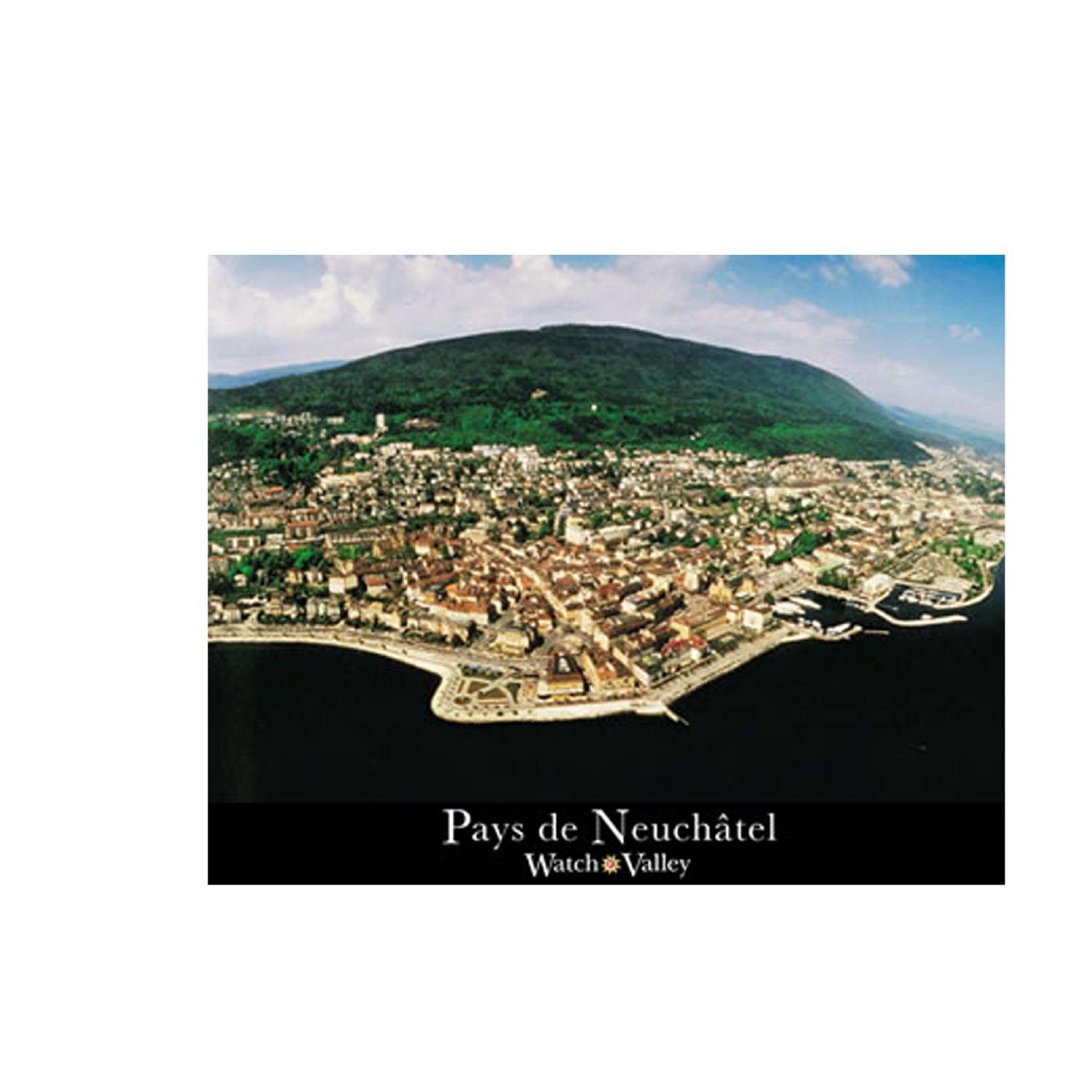# Pays de Neuchâtel

Watch Valley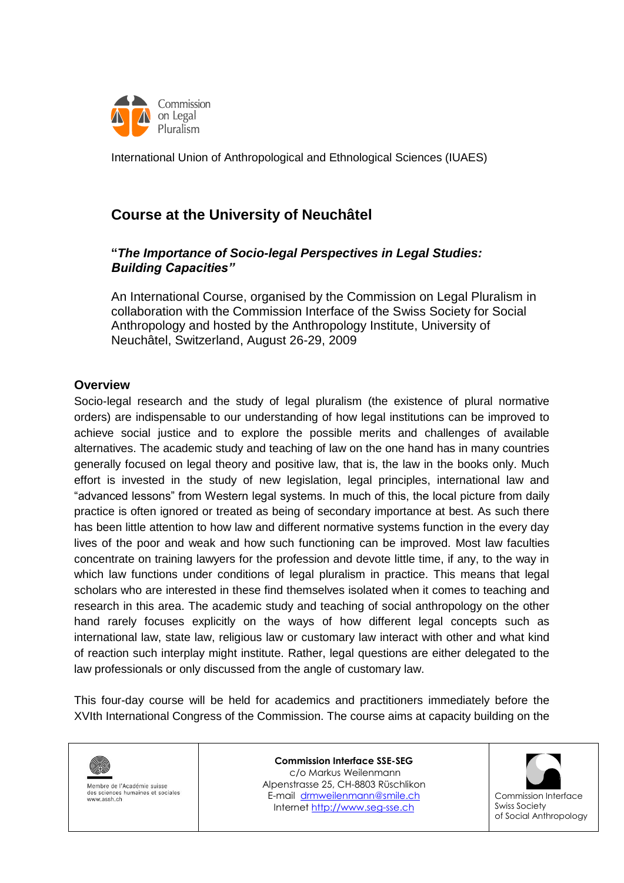Commission on Legal Pluralism

International Union of Anthropological and Ethnological Sciences (IUAES)

## Course at the University of Neuchâtel

### "*The Importance of Socio-legal Perspectives in Legal Studies: Building Capacities*"

An International Course, organised by the Commission on Legal Pluralism in collaboration with the Commission Interface of the Swiss Society for Social Anthropology and hosted by the Anthropology Institute, University of Neuchâtel, Switzerland, August 26-29, 2009

### Overview

Socio-legal research and the study of legal pluralism (the existence of plural normative orders) are indispensable to our understanding of how legal institutions can be improved to achieve social justice and to explore the possible merits and challenges of available alternatives. The academic study and teaching of law on the one hand has in many countries generally focused on legal theory and positive law, that is, the law in the books only. Much effort is invested in the study of new legislation, legal principles, international law and "advanced lessons" from Western legal systems. In much of this, the local picture from daily practice is often ignored or treated as being of secondary importance at best. As such there has been little attention to how law and different normative systems function in the every day lives of the poor and weak and how such functioning can be improved. Most law faculties concentrate on training lawyers for the profession and devote little time, if any, to the way in which law functions under conditions of legal pluralism in practice. This means that legal scholars who are interested in these find themselves isolated when it comes to teaching and research in this area. The academic study and teaching of social anthropology on the other hand rarely focuses explicitly on the ways of how different legal concepts such as international law, state law, religious law or customary law interact with other and what kind of reaction such interplay might institute. Rather, legal questions are either delegated to the law professionals or only discussed from the angle of customary law.

This four-day course will be held for academics and practitioners immediately before the XVIth International Congress of the Commission. The course aims at capacity building on the

| Membre de l'Académie suisse des sciences humaines et sociales www.assh.ch | **Commission Interface SSE-SEG** c/o Markus Weilenmann Alpenstrasse 25, CH-8803 Rüschlikon E-mail drmweilenmann@smile.ch Internet http://www.seg-sse.ch | Commission Interface Swiss Society of Social Anthropology |
|---|---|---|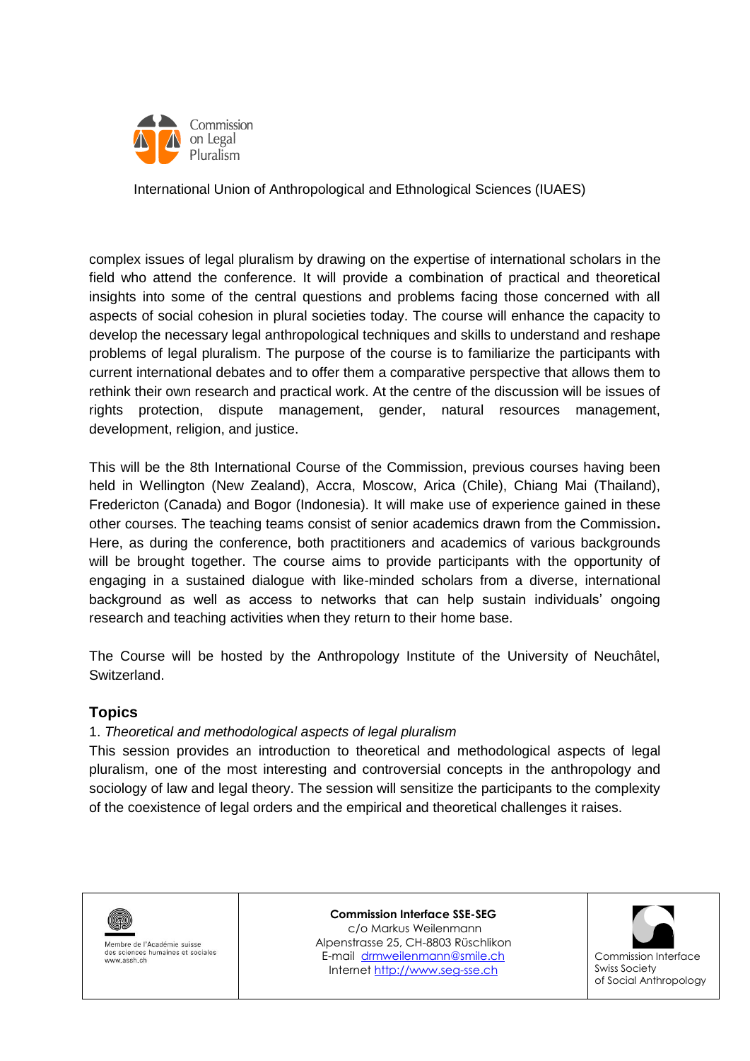complex issues of legal pluralism by drawing on the expertise of international scholars in the field who attend the conference. It will provide a combination of practical and theoretical insights into some of the central questions and problems facing those concerned with all aspects of social cohesion in plural societies today. The course will enhance the capacity to develop the necessary legal anthropological techniques and skills to understand and reshape problems of legal pluralism. The purpose of the course is to familiarize the participants with current international debates and to offer them a comparative perspective that allows them to rethink their own research and practical work. At the centre of the discussion will be issues of rights protection, dispute management, gender, natural resources management, development, religion, and justice.

This will be the 8th International Course of the Commission, previous courses having been held in Wellington (New Zealand), Accra, Moscow, Arica (Chile), Chiang Mai (Thailand), Fredericton (Canada) and Bogor (Indonesia). It will make use of experience gained in these other courses. The teaching teams consist of senior academics drawn from the Commission. Here, as during the conference, both practitioners and academics of various backgrounds will be brought together. The course aims to provide participants with the opportunity of engaging in a sustained dialogue with like-minded scholars from a diverse, international background as well as access to networks that can help sustain individuals' ongoing research and teaching activities when they return to their home base.

The Course will be hosted by the Anthropology Institute of the University of Neuchâtel, Switzerland.

## Topics

1. *Theoretical and methodological aspects of legal pluralism*

This session provides an introduction to theoretical and methodological aspects of legal pluralism, one of the most interesting and controversial concepts in the anthropology and sociology of law and legal theory. The session will sensitize the participants to the complexity of the coexistence of legal orders and the empirical and theoretical challenges it raises.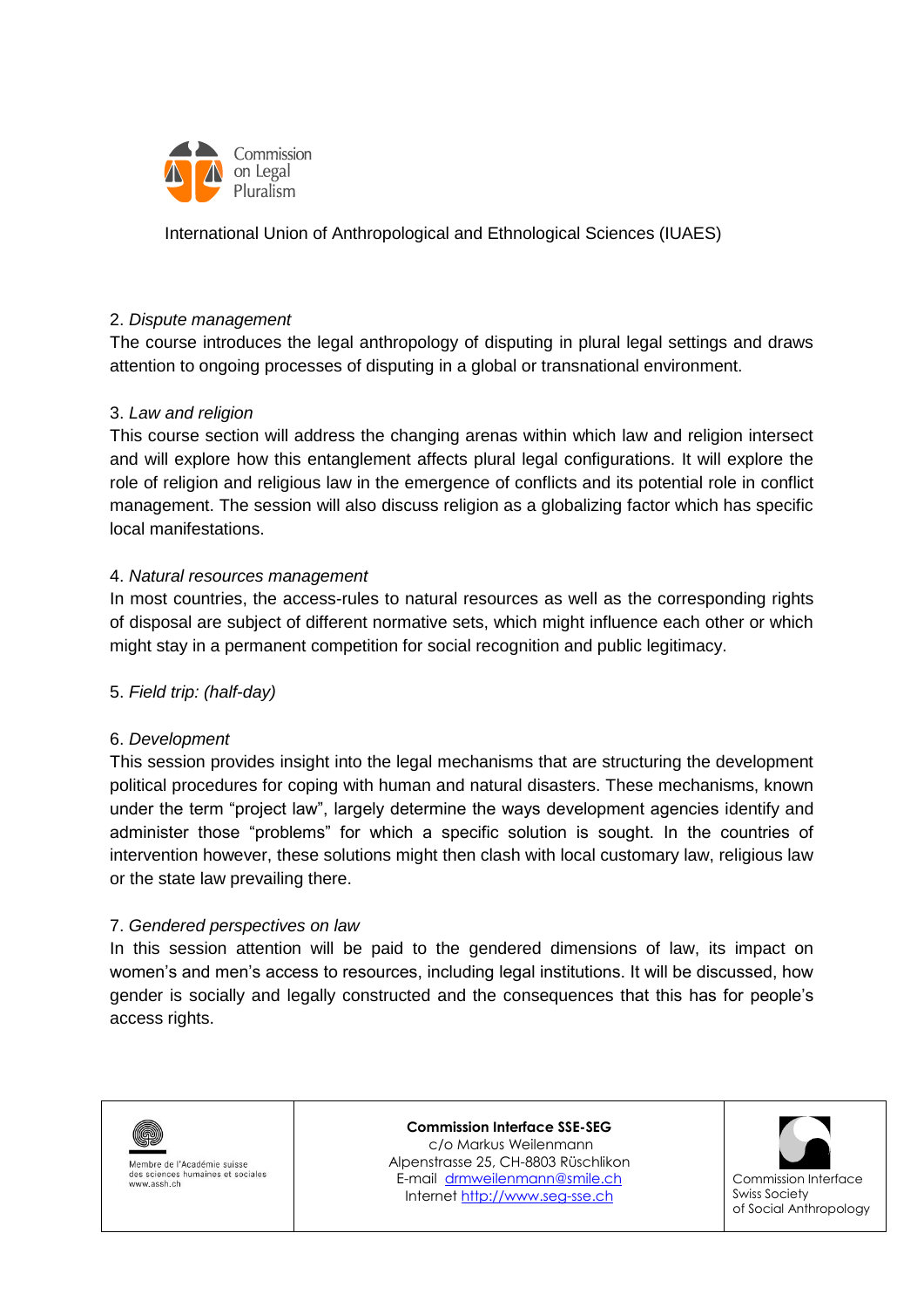2. *Dispute management*

The course introduces the legal anthropology of disputing in plural legal settings and draws attention to ongoing processes of disputing in a global or transnational environment.

3. *Law and religion*

This course section will address the changing arenas within which law and religion intersect and will explore how this entanglement affects plural legal configurations. It will explore the role of religion and religious law in the emergence of conflicts and its potential role in conflict management. The session will also discuss religion as a globalizing factor which has specific local manifestations.

4. *Natural resources management*

In most countries, the access-rules to natural resources as well as the corresponding rights of disposal are subject of different normative sets, which might influence each other or which might stay in a permanent competition for social recognition and public legitimacy.

5. *Field trip: (half-day)*

6. *Development*

This session provides insight into the legal mechanisms that are structuring the development political procedures for coping with human and natural disasters. These mechanisms, known under the term “project law”, largely determine the ways development agencies identify and administer those “problems” for which a specific solution is sought. In the countries of intervention however, these solutions might then clash with local customary law, religious law or the state law prevailing there.

7. *Gendered perspectives on law*

In this session attention will be paid to the gendered dimensions of law, its impact on women’s and men’s access to resources, including legal institutions. It will be discussed, how gender is socially and legally constructed and the consequences that this has for people’s access rights.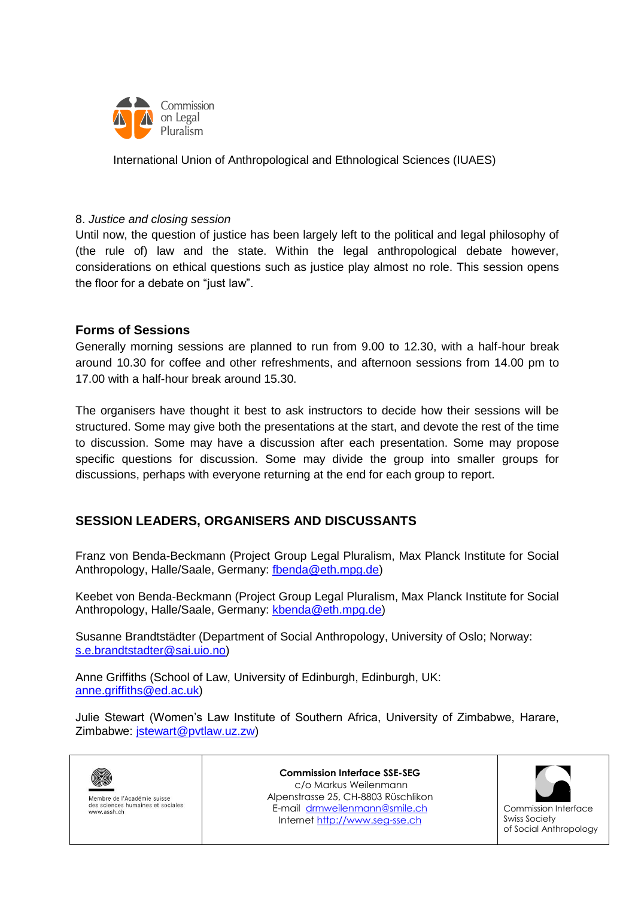8. *Justice and closing session*

Until now, the question of justice has been largely left to the political and legal philosophy of (the rule of) law and the state. Within the legal anthropological debate however, considerations on ethical questions such as justice play almost no role. This session opens the floor for a debate on "just law".

### Forms of Sessions

Generally morning sessions are planned to run from 9.00 to 12.30, with a half-hour break around 10.30 for coffee and other refreshments, and afternoon sessions from 14.00 pm to 17.00 with a half-hour break around 15.30.

The organisers have thought it best to ask instructors to decide how their sessions will be structured. Some may give both the presentations at the start, and devote the rest of the time to discussion. Some may have a discussion after each presentation. Some may propose specific questions for discussion. Some may divide the group into smaller groups for discussions, perhaps with everyone returning at the end for each group to report.

## SESSION LEADERS, ORGANISERS AND DISCUSSANTS

Franz von Benda-Beckmann (Project Group Legal Pluralism, Max Planck Institute for Social Anthropology, Halle/Saale, Germany: fbenda@eth.mpg.de)

Keebet von Benda-Beckmann (Project Group Legal Pluralism, Max Planck Institute for Social Anthropology, Halle/Saale, Germany: kbenda@eth.mpg.de)

Susanne Brandtstädter (Department of Social Anthropology, University of Oslo; Norway: s.e.brandtstadter@sai.uio.no)

Anne Griffiths (School of Law, University of Edinburgh, Edinburgh, UK: anne.griffiths@ed.ac.uk)

Julie Stewart (Women's Law Institute of Southern Africa, University of Zimbabwe, Harare, Zimbabwe: jstewart@pvtlaw.uz.zw)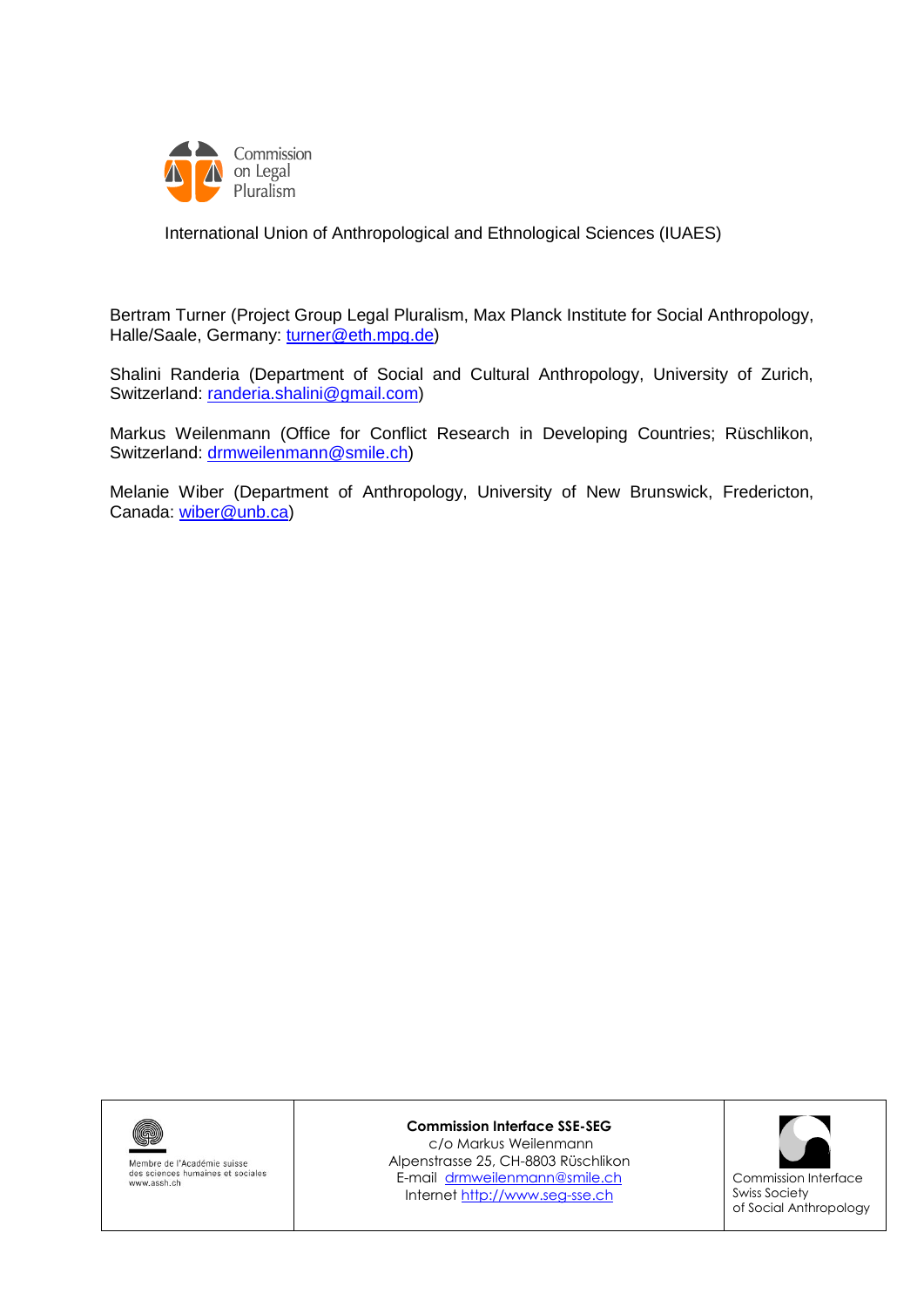Commission on Legal Pluralism

International Union of Anthropological and Ethnological Sciences (IUAES)

Bertram Turner (Project Group Legal Pluralism, Max Planck Institute for Social Anthropology, Halle/Saale, Germany: turner@eth.mpg.de)

Shalini Randeria (Department of Social and Cultural Anthropology, University of Zurich, Switzerland: randeria.shalini@gmail.com)

Markus Weilenmann (Office for Conflict Research in Developing Countries; Rüschlikon, Switzerland: drmweilenmann@smile.ch)

Melanie Wiber (Department of Anthropology, University of New Brunswick, Fredericton, Canada: wiber@unb.ca)

| Membre de l'Académie suisse des sciences humaines et sociales www.assh.ch | **Commission Interface SSE-SEG** c/o Markus Weilenmann Alpenstrasse 25, CH-8803 Rüschlikon E-mail drmweilenmann@smile.ch Internet http://www.seg-sse.ch | Commission Interface Swiss Society of Social Anthropology |
|---|---|---|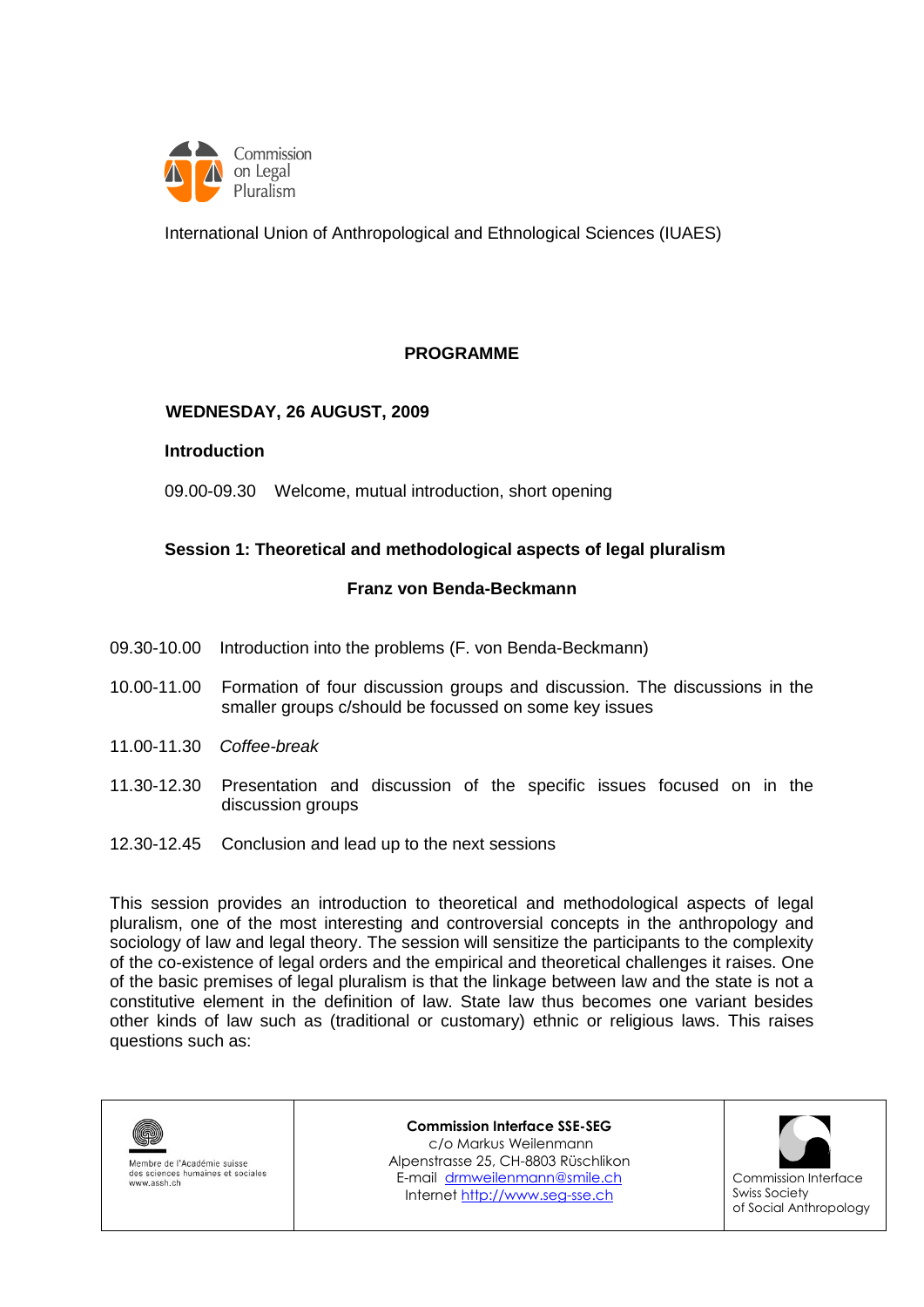Commission on Legal Pluralism

International Union of Anthropological and Ethnological Sciences (IUAES)

## PROGRAMME

### WEDNESDAY, 26 AUGUST, 2009

**Introduction**

09.00-09.30 Welcome, mutual introduction, short opening

### Session 1: Theoretical and methodological aspects of legal pluralism

**Franz von Benda-Beckmann**

09.30-10.00 Introduction into the problems (F. von Benda-Beckmann)

10.00-11.00 Formation of four discussion groups and discussion. The discussions in the smaller groups c/should be focussed on some key issues

11.00-11.30 *Coffee-break*

11.30-12.30 Presentation and discussion of the specific issues focused on in the discussion groups

12.30-12.45 Conclusion and lead up to the next sessions

This session provides an introduction to theoretical and methodological aspects of legal pluralism, one of the most interesting and controversial concepts in the anthropology and sociology of law and legal theory. The session will sensitize the participants to the complexity of the co-existence of legal orders and the empirical and theoretical challenges it raises. One of the basic premises of legal pluralism is that the linkage between law and the state is not a constitutive element in the definition of law. State law thus becomes one variant besides other kinds of law such as (traditional or customary) ethnic or religious laws. This raises questions such as:

Membre de l'Académie suisse des sciences humaines et sociales
www.assh.ch

**Commission Interface SSE-SEG**
c/o Markus Weilenmann
Alpenstrasse 25, CH-8803 Rüschlikon
E-mail drmweilenmann@smile.ch
Internet http://www.seg-sse.ch

Commission Interface
Swiss Society
of Social Anthropology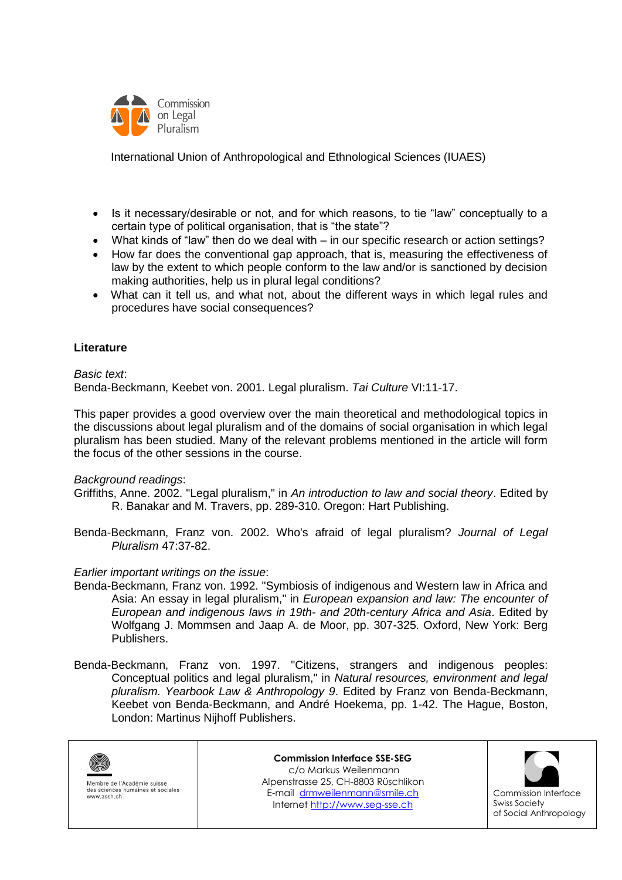- Is it necessary/desirable or not, and for which reasons, to tie "law" conceptually to a certain type of political organisation, that is "the state"?
- What kinds of "law" then do we deal with – in our specific research or action settings?
- How far does the conventional gap approach, that is, measuring the effectiveness of law by the extent to which people conform to the law and/or is sanctioned by decision making authorities, help us in plural legal conditions?
- What can it tell us, and what not, about the different ways in which legal rules and procedures have social consequences?

**Literature**

*Basic text*:
Benda-Beckmann, Keebet von. 2001. Legal pluralism. *Tai Culture* VI:11-17.

This paper provides a good overview over the main theoretical and methodological topics in the discussions about legal pluralism and of the domains of social organisation in which legal pluralism has been studied. Many of the relevant problems mentioned in the article will form the focus of the other sessions in the course.

*Background readings*:
Griffiths, Anne. 2002. "Legal pluralism," in *An introduction to law and social theory*. Edited by R. Banakar and M. Travers, pp. 289-310. Oregon: Hart Publishing.

Benda-Beckmann, Franz von. 2002. Who's afraid of legal pluralism? *Journal of Legal Pluralism* 47:37-82.

*Earlier important writings on the issue*:
Benda-Beckmann, Franz von. 1992. "Symbiosis of indigenous and Western law in Africa and Asia: An essay in legal pluralism," in *European expansion and law: The encounter of European and indigenous laws in 19th- and 20th-century Africa and Asia*. Edited by Wolfgang J. Mommsen and Jaap A. de Moor, pp. 307-325. Oxford, New York: Berg Publishers.

Benda-Beckmann, Franz von. 1997. "Citizens, strangers and indigenous peoples: Conceptual politics and legal pluralism," in *Natural resources, environment and legal pluralism. Yearbook Law & Anthropology 9*. Edited by Franz von Benda-Beckmann, Keebet von Benda-Beckmann, and André Hoekema, pp. 1-42. The Hague, Boston, London: Martinus Nijhoff Publishers.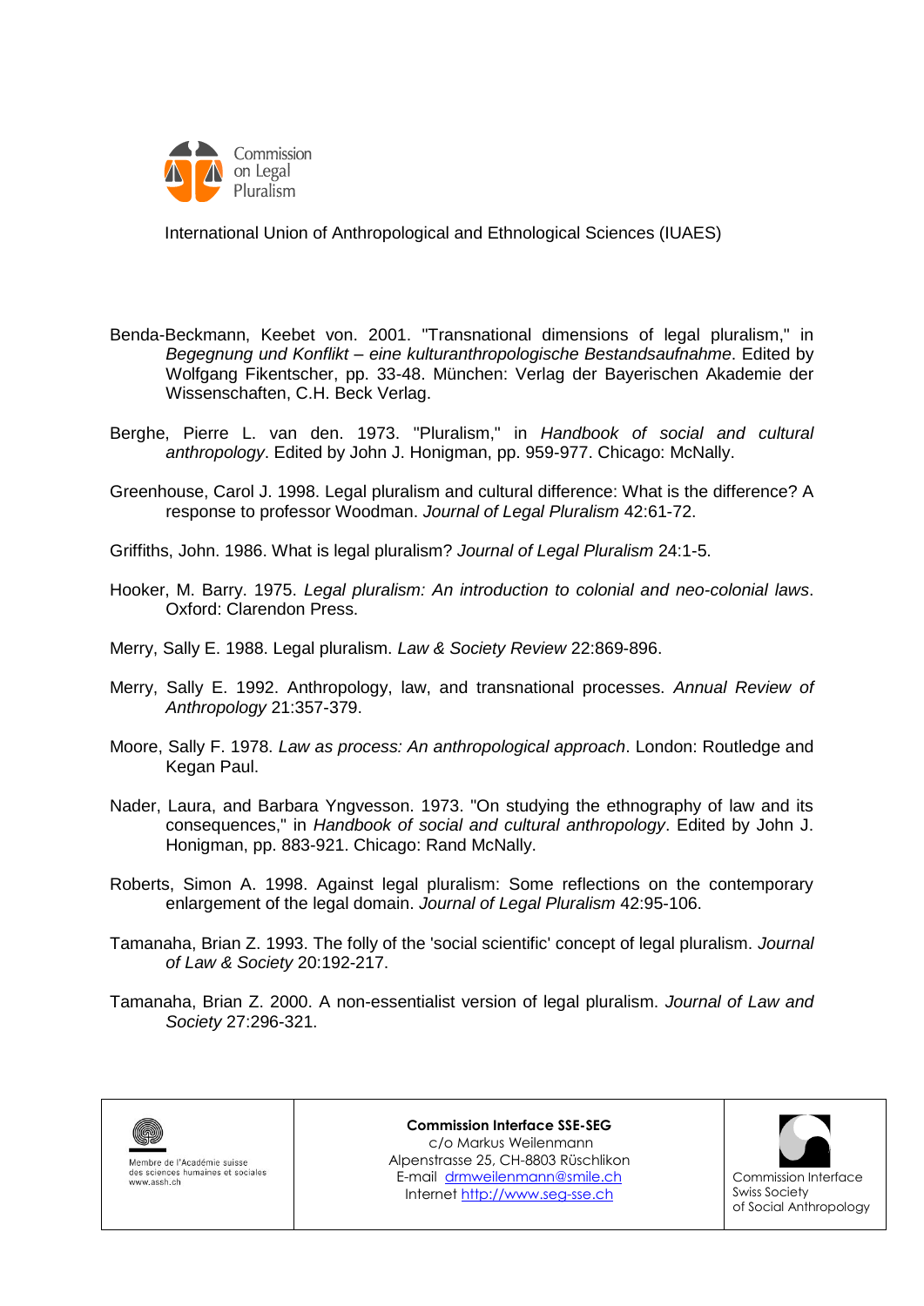Benda-Beckmann, Keebet von. 2001. "Transnational dimensions of legal pluralism," in *Begegnung und Konflikt – eine kulturanthropologische Bestandsaufnahme*. Edited by Wolfgang Fikentscher, pp. 33-48. München: Verlag der Bayerischen Akademie der Wissenschaften, C.H. Beck Verlag.

Berghe, Pierre L. van den. 1973. "Pluralism," in *Handbook of social and cultural anthropology*. Edited by John J. Honigman, pp. 959-977. Chicago: McNally.

Greenhouse, Carol J. 1998. Legal pluralism and cultural difference: What is the difference? A response to professor Woodman. *Journal of Legal Pluralism* 42:61-72.

Griffiths, John. 1986. What is legal pluralism? *Journal of Legal Pluralism* 24:1-5.

Hooker, M. Barry. 1975. *Legal pluralism: An introduction to colonial and neo-colonial laws*. Oxford: Clarendon Press.

Merry, Sally E. 1988. Legal pluralism. *Law & Society Review* 22:869-896.

Merry, Sally E. 1992. Anthropology, law, and transnational processes. *Annual Review of Anthropology* 21:357-379.

Moore, Sally F. 1978. *Law as process: An anthropological approach*. London: Routledge and Kegan Paul.

Nader, Laura, and Barbara Yngvesson. 1973. "On studying the ethnography of law and its consequences," in *Handbook of social and cultural anthropology*. Edited by John J. Honigman, pp. 883-921. Chicago: Rand McNally.

Roberts, Simon A. 1998. Against legal pluralism: Some reflections on the contemporary enlargement of the legal domain. *Journal of Legal Pluralism* 42:95-106.

Tamanaha, Brian Z. 1993. The folly of the 'social scientific' concept of legal pluralism. *Journal of Law & Society* 20:192-217.

Tamanaha, Brian Z. 2000. A non-essentialist version of legal pluralism. *Journal of Law and Society* 27:296-321.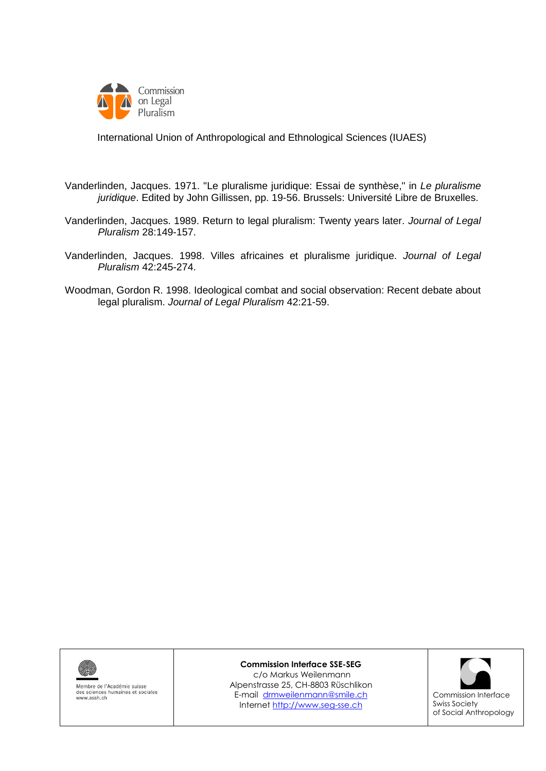Vanderlinden, Jacques. 1971. "Le pluralisme juridique: Essai de synthèse," in *Le pluralisme juridique*. Edited by John Gillissen, pp. 19-56. Brussels: Université Libre de Bruxelles.

Vanderlinden, Jacques. 1989. Return to legal pluralism: Twenty years later. *Journal of Legal Pluralism* 28:149-157.

Vanderlinden, Jacques. 1998. Villes africaines et pluralisme juridique. *Journal of Legal Pluralism* 42:245-274.

Woodman, Gordon R. 1998. Ideological combat and social observation: Recent debate about legal pluralism. *Journal of Legal Pluralism* 42:21-59.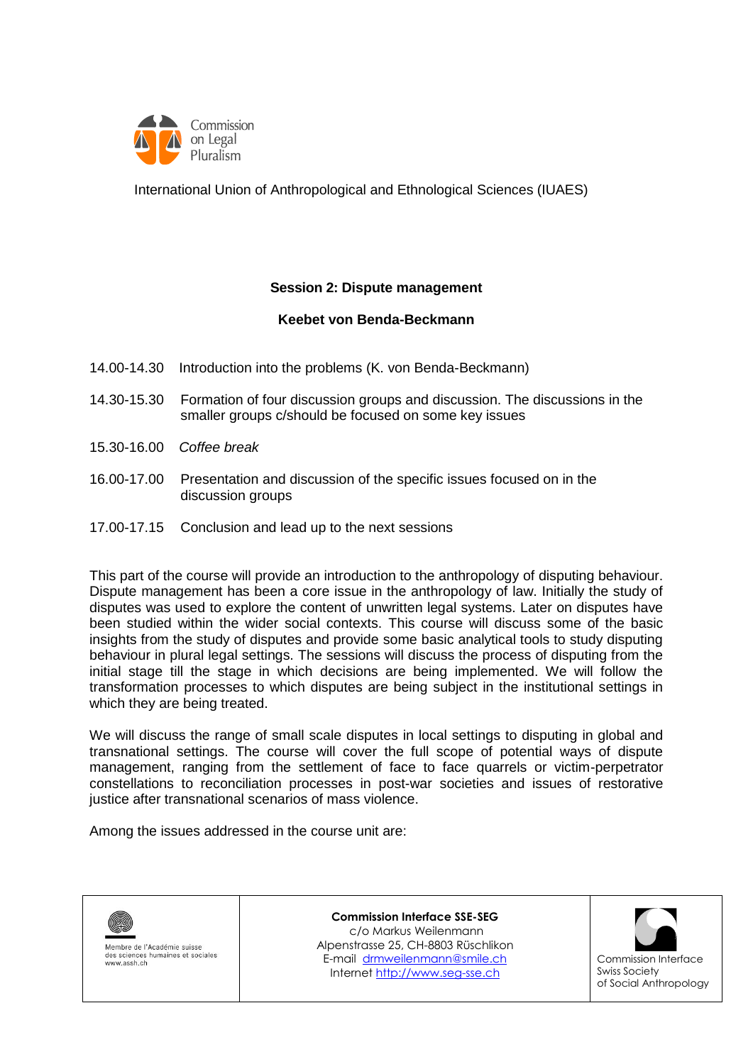Commission on Legal Pluralism

International Union of Anthropological and Ethnological Sciences (IUAES)

**Session 2: Dispute management**

**Keebet von Benda-Beckmann**

| | |
|---|---|
| 14.00-14.30 | Introduction into the problems (K. von Benda-Beckmann) |
| 14.30-15.30 | Formation of four discussion groups and discussion. The discussions in the smaller groups c/should be focused on some key issues |
| 15.30-16.00 | *Coffee break* |
| 16.00-17.00 | Presentation and discussion of the specific issues focused on in the discussion groups |
| 17.00-17.15 | Conclusion and lead up to the next sessions |

This part of the course will provide an introduction to the anthropology of disputing behaviour. Dispute management has been a core issue in the anthropology of law. Initially the study of disputes was used to explore the content of unwritten legal systems. Later on disputes have been studied within the wider social contexts. This course will discuss some of the basic insights from the study of disputes and provide some basic analytical tools to study disputing behaviour in plural legal settings. The sessions will discuss the process of disputing from the initial stage till the stage in which decisions are being implemented. We will follow the transformation processes to which disputes are being subject in the institutional settings in which they are being treated.

We will discuss the range of small scale disputes in local settings to disputing in global and transnational settings. The course will cover the full scope of potential ways of dispute management, ranging from the settlement of face to face quarrels or victim-perpetrator constellations to reconciliation processes in post-war societies and issues of restorative justice after transnational scenarios of mass violence.

Among the issues addressed in the course unit are:

| | | |
|---|---|---|
| Membre de l'Académie suisse des sciences humaines et sociales www.assh.ch | **Commission Interface SSE-SEG** c/o Markus Weilenmann Alpenstrasse 25, CH-8803 Rüschlikon E-mail drmweilenmann@smile.ch Internet http://www.seg-sse.ch | Commission Interface Swiss Society of Social Anthropology |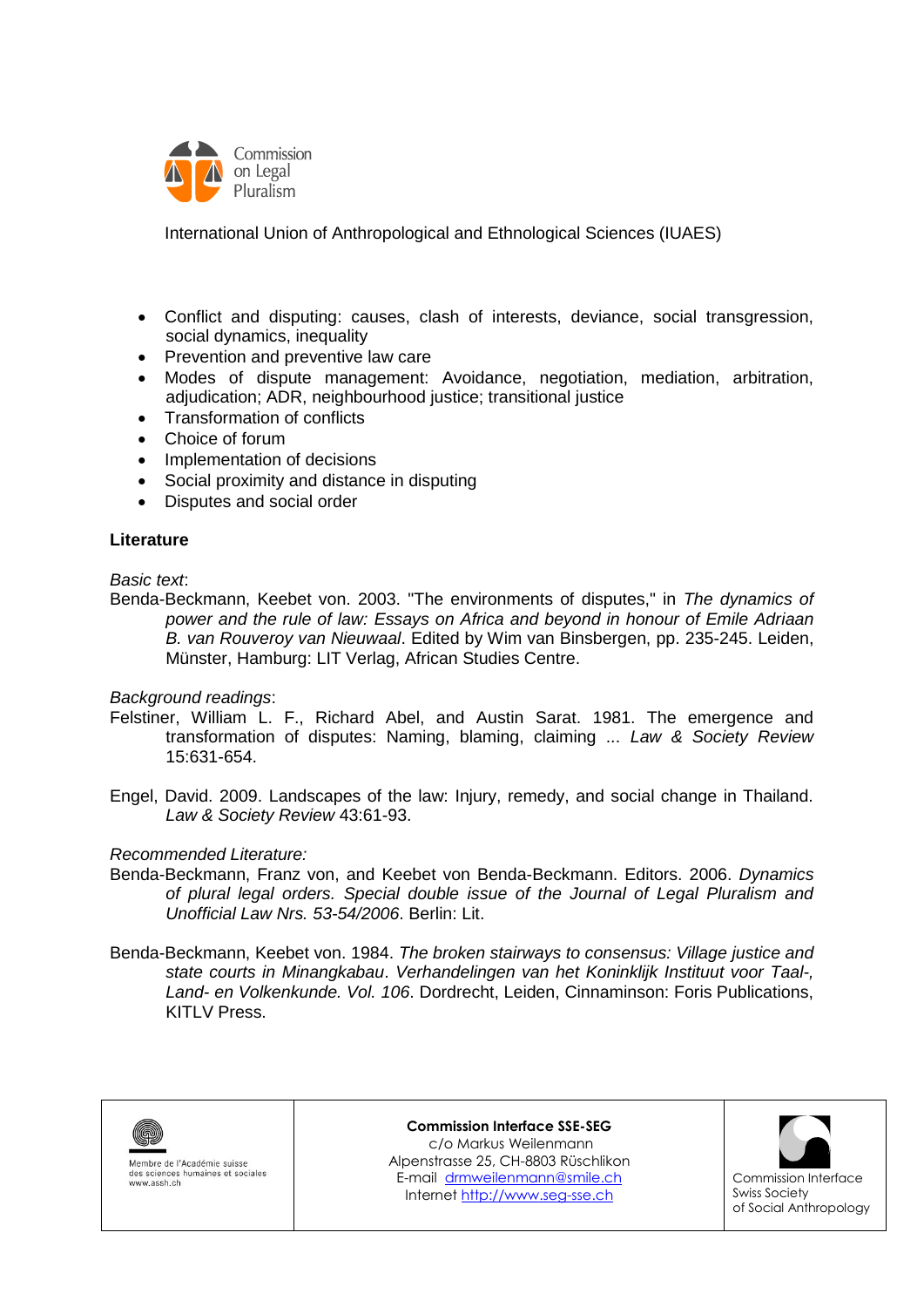Commission on Legal Pluralism

International Union of Anthropological and Ethnological Sciences (IUAES)

- Conflict and disputing: causes, clash of interests, deviance, social transgression, social dynamics, inequality
- Prevention and preventive law care
- Modes of dispute management: Avoidance, negotiation, mediation, arbitration, adjudication; ADR, neighbourhood justice; transitional justice
- Transformation of conflicts
- Choice of forum
- Implementation of decisions
- Social proximity and distance in disputing
- Disputes and social order

**Literature**

*Basic text*:

Benda-Beckmann, Keebet von. 2003. "The environments of disputes," in *The dynamics of power and the rule of law: Essays on Africa and beyond in honour of Emile Adriaan B. van Rouveroy van Nieuwaal*. Edited by Wim van Binsbergen, pp. 235-245. Leiden, Münster, Hamburg: LIT Verlag, African Studies Centre.

*Background readings*:

Felstiner, William L. F., Richard Abel, and Austin Sarat. 1981. The emergence and transformation of disputes: Naming, blaming, claiming ... *Law & Society Review* 15:631-654.

Engel, David. 2009. Landscapes of the law: Injury, remedy, and social change in Thailand. *Law & Society Review* 43:61-93.

*Recommended Literature:*

Benda-Beckmann, Franz von, and Keebet von Benda-Beckmann. Editors. 2006. *Dynamics of plural legal orders. Special double issue of the Journal of Legal Pluralism and Unofficial Law Nrs. 53-54/2006*. Berlin: Lit.

Benda-Beckmann, Keebet von. 1984. *The broken stairways to consensus: Village justice and state courts in Minangkabau*. *Verhandelingen van het Koninklijk Instituut voor Taal-, Land- en Volkenkunde. Vol. 106*. Dordrecht, Leiden, Cinnaminson: Foris Publications, KITLV Press.

| Membre de l'Académie suisse des sciences humaines et sociales www.assh.ch | **Commission Interface SSE-SEG** c/o Markus Weilenmann Alpenstrasse 25, CH-8803 Rüschlikon E-mail drmweilenmann@smile.ch Internet http://www.seg-sse.ch | Commission Interface Swiss Society of Social Anthropology |
|---|---|---|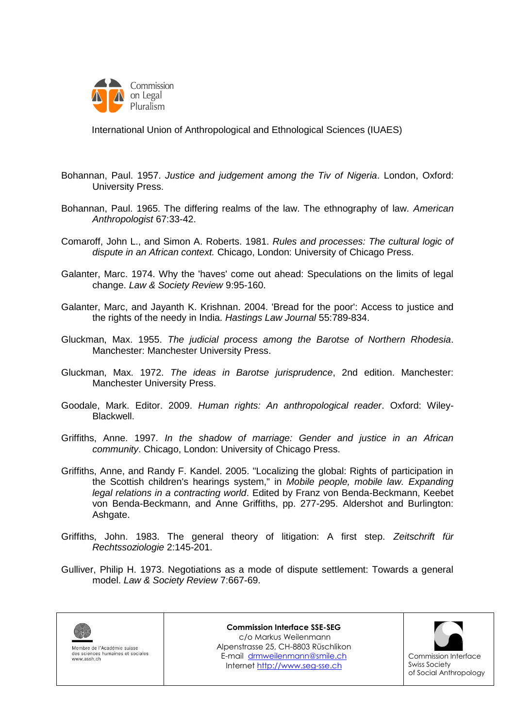Bohannan, Paul. 1957. *Justice and judgement among the Tiv of Nigeria*. London, Oxford: University Press.

Bohannan, Paul. 1965. The differing realms of the law. The ethnography of law. *American Anthropologist* 67:33-42.

Comaroff, John L., and Simon A. Roberts. 1981. *Rules and processes: The cultural logic of dispute in an African context.* Chicago, London: University of Chicago Press.

Galanter, Marc. 1974. Why the 'haves' come out ahead: Speculations on the limits of legal change. *Law & Society Review* 9:95-160.

Galanter, Marc, and Jayanth K. Krishnan. 2004. 'Bread for the poor': Access to justice and the rights of the needy in India. *Hastings Law Journal* 55:789-834.

Gluckman, Max. 1955. *The judicial process among the Barotse of Northern Rhodesia*. Manchester: Manchester University Press.

Gluckman, Max. 1972. *The ideas in Barotse jurisprudence*, 2nd edition. Manchester: Manchester University Press.

Goodale, Mark. Editor. 2009. *Human rights: An anthropological reader*. Oxford: Wiley-Blackwell.

Griffiths, Anne. 1997. *In the shadow of marriage: Gender and justice in an African community*. Chicago, London: University of Chicago Press.

Griffiths, Anne, and Randy F. Kandel. 2005. "Localizing the global: Rights of participation in the Scottish children's hearings system," in *Mobile people, mobile law. Expanding legal relations in a contracting world*. Edited by Franz von Benda-Beckmann, Keebet von Benda-Beckmann, and Anne Griffiths, pp. 277-295. Aldershot and Burlington: Ashgate.

Griffiths, John. 1983. The general theory of litigation: A first step. *Zeitschrift für Rechtssoziologie* 2:145-201.

Gulliver, Philip H. 1973. Negotiations as a mode of dispute settlement: Towards a general model. *Law & Society Review* 7:667-69.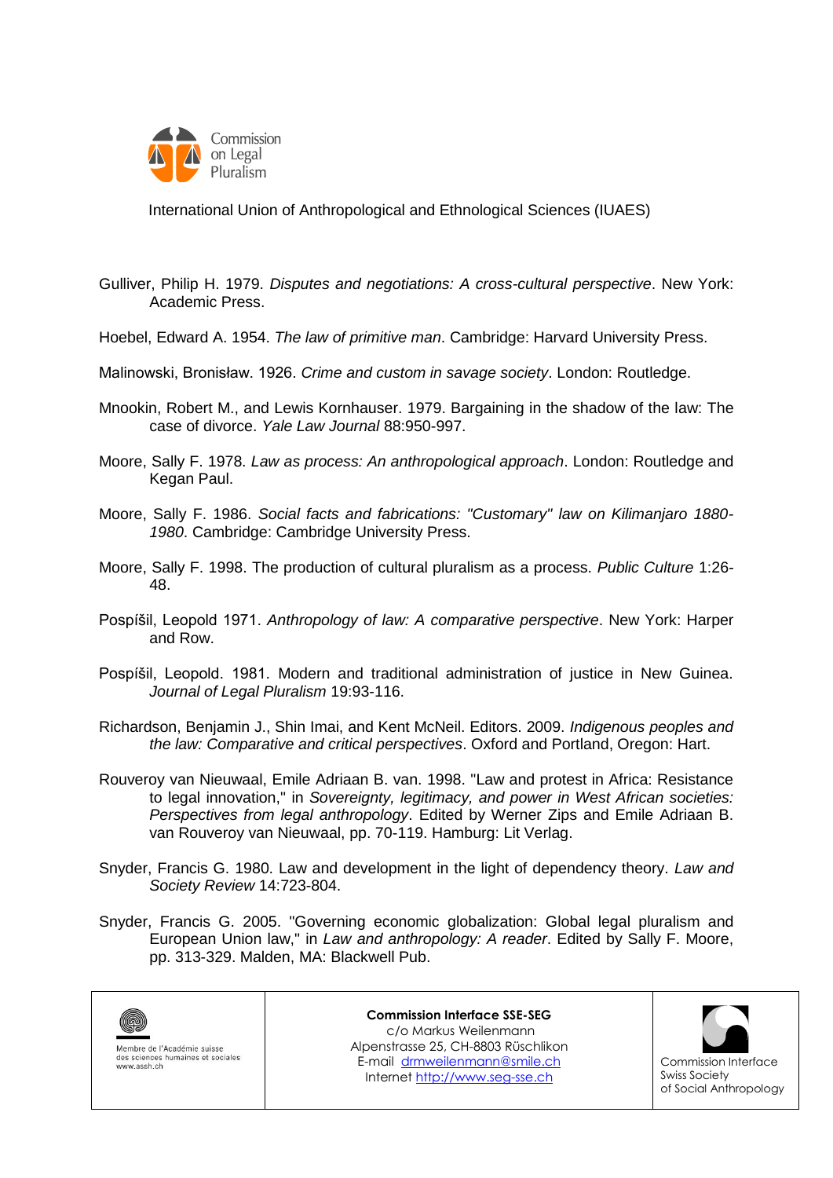Gulliver, Philip H. 1979. *Disputes and negotiations: A cross-cultural perspective*. New York: Academic Press.

Hoebel, Edward A. 1954. *The law of primitive man*. Cambridge: Harvard University Press.

Malinowski, Bronisław. 1926. *Crime and custom in savage society*. London: Routledge.

Mnookin, Robert M., and Lewis Kornhauser. 1979. Bargaining in the shadow of the law: The case of divorce. *Yale Law Journal* 88:950-997.

Moore, Sally F. 1978. *Law as process: An anthropological approach*. London: Routledge and Kegan Paul.

Moore, Sally F. 1986. *Social facts and fabrications: "Customary" law on Kilimanjaro 1880-1980*. Cambridge: Cambridge University Press.

Moore, Sally F. 1998. The production of cultural pluralism as a process. *Public Culture* 1:26-48.

Pospíšil, Leopold 1971. *Anthropology of law: A comparative perspective*. New York: Harper and Row.

Pospíšil, Leopold. 1981. Modern and traditional administration of justice in New Guinea. *Journal of Legal Pluralism* 19:93-116.

Richardson, Benjamin J., Shin Imai, and Kent McNeil. Editors. 2009. *Indigenous peoples and the law: Comparative and critical perspectives*. Oxford and Portland, Oregon: Hart.

Rouveroy van Nieuwaal, Emile Adriaan B. van. 1998. "Law and protest in Africa: Resistance to legal innovation," in *Sovereignty, legitimacy, and power in West African societies: Perspectives from legal anthropology*. Edited by Werner Zips and Emile Adriaan B. van Rouveroy van Nieuwaal, pp. 70-119. Hamburg: Lit Verlag.

Snyder, Francis G. 1980. Law and development in the light of dependency theory. *Law and Society Review* 14:723-804.

Snyder, Francis G. 2005. "Governing economic globalization: Global legal pluralism and European Union law," in *Law and anthropology: A reader*. Edited by Sally F. Moore, pp. 313-329. Malden, MA: Blackwell Pub.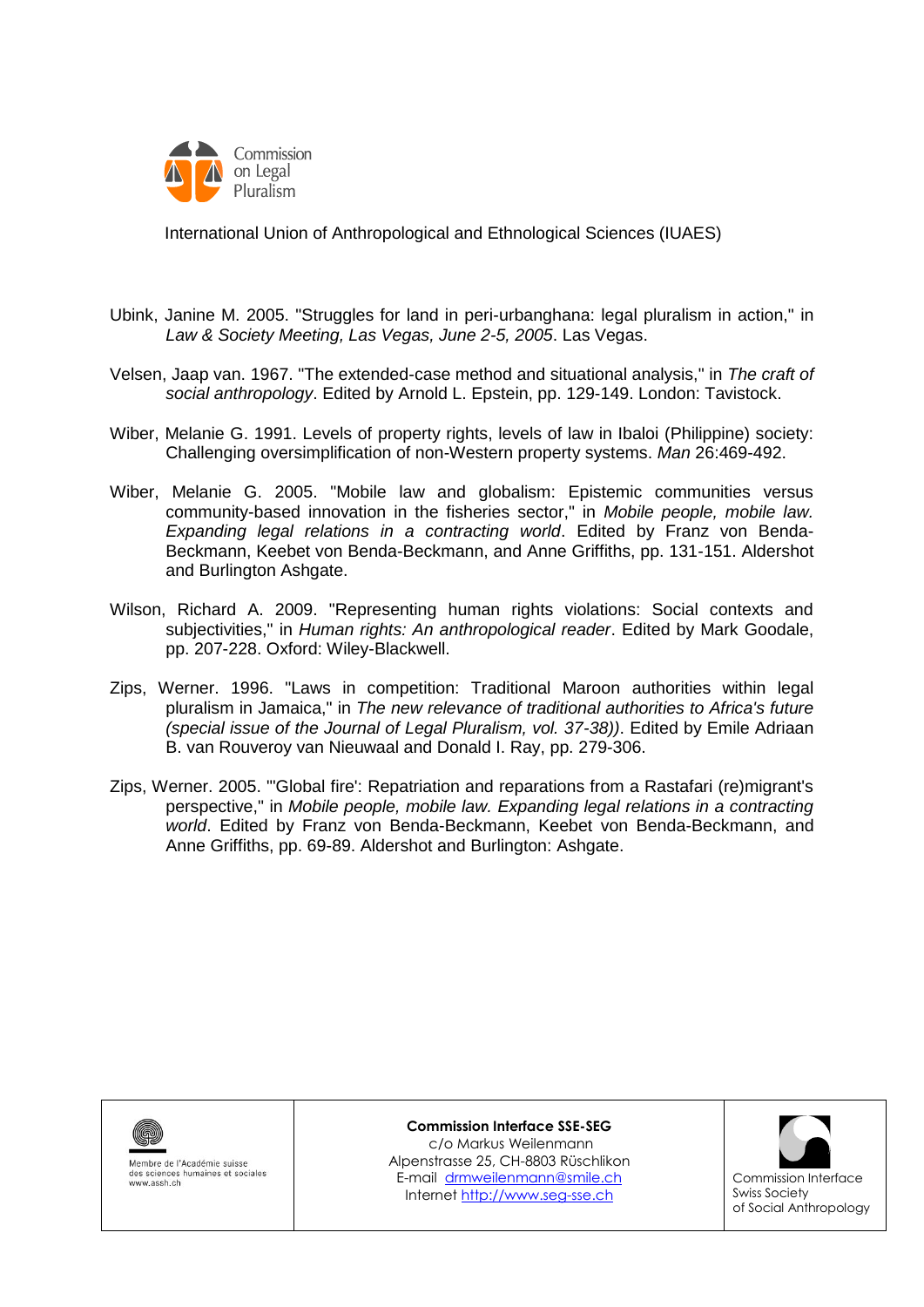Ubink, Janine M. 2005. "Struggles for land in peri-urbanghana: legal pluralism in action," in *Law & Society Meeting, Las Vegas, June 2-5, 2005*. Las Vegas.

Velsen, Jaap van. 1967. "The extended-case method and situational analysis," in *The craft of social anthropology*. Edited by Arnold L. Epstein, pp. 129-149. London: Tavistock.

Wiber, Melanie G. 1991. Levels of property rights, levels of law in Ibaloi (Philippine) society: Challenging oversimplification of non-Western property systems. *Man* 26:469-492.

Wiber, Melanie G. 2005. "Mobile law and globalism: Epistemic communities versus community-based innovation in the fisheries sector," in *Mobile people, mobile law. Expanding legal relations in a contracting world*. Edited by Franz von Benda-Beckmann, Keebet von Benda-Beckmann, and Anne Griffiths, pp. 131-151. Aldershot and Burlington Ashgate.

Wilson, Richard A. 2009. "Representing human rights violations: Social contexts and subjectivities," in *Human rights: An anthropological reader*. Edited by Mark Goodale, pp. 207-228. Oxford: Wiley-Blackwell.

Zips, Werner. 1996. "Laws in competition: Traditional Maroon authorities within legal pluralism in Jamaica," in *The new relevance of traditional authorities to Africa's future (special issue of the Journal of Legal Pluralism, vol. 37-38))*. Edited by Emile Adriaan B. van Rouveroy van Nieuwaal and Donald I. Ray, pp. 279-306.

Zips, Werner. 2005. "'Global fire': Repatriation and reparations from a Rastafari (re)migrant's perspective," in *Mobile people, mobile law. Expanding legal relations in a contracting world*. Edited by Franz von Benda-Beckmann, Keebet von Benda-Beckmann, and Anne Griffiths, pp. 69-89. Aldershot and Burlington: Ashgate.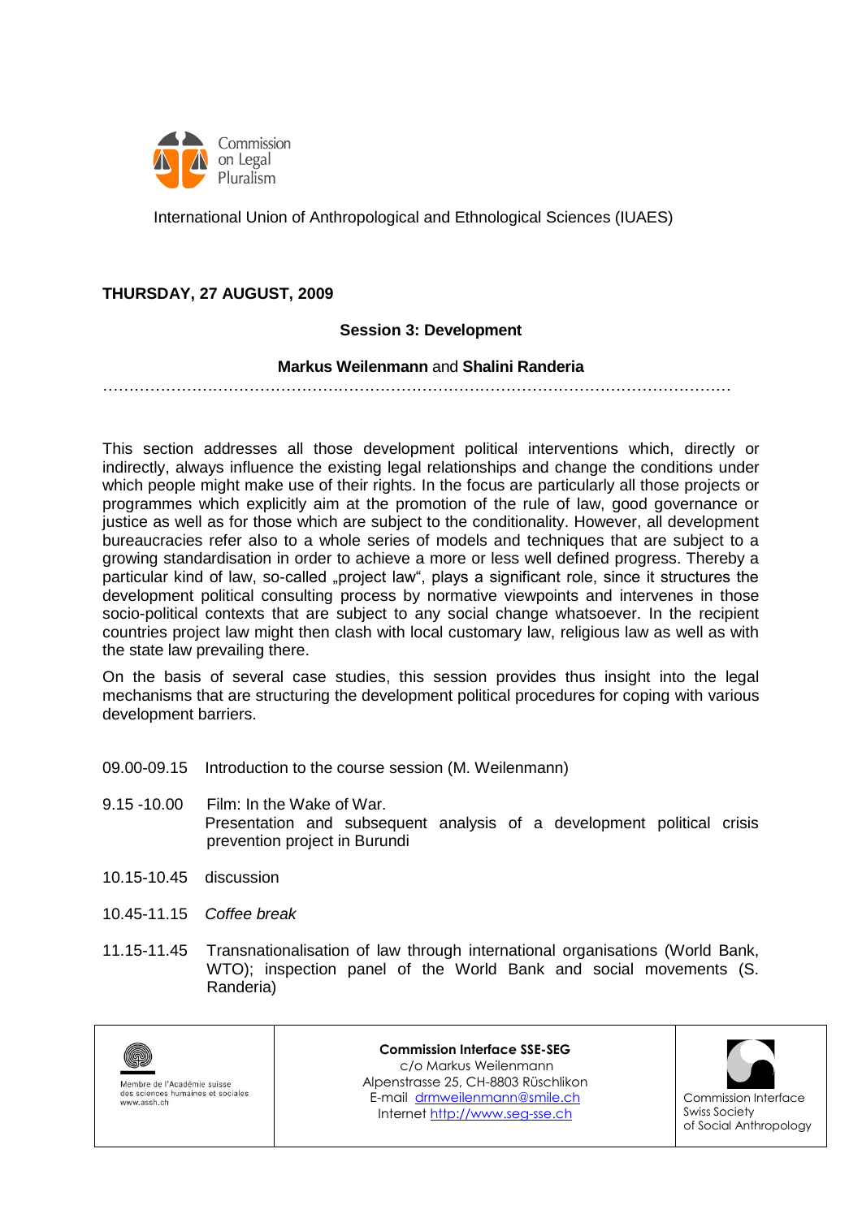Commission on Legal Pluralism

International Union of Anthropological and Ethnological Sciences (IUAES)

**THURSDAY, 27 AUGUST, 2009**

**Session 3: Development**

**Markus Weilenmann** and **Shalini Randeria**

………………………………………………………………………………………………………

This section addresses all those development political interventions which, directly or indirectly, always influence the existing legal relationships and change the conditions under which people might make use of their rights. In the focus are particularly all those projects or programmes which explicitly aim at the promotion of the rule of law, good governance or justice as well as for those which are subject to the conditionality. However, all development bureaucracies refer also to a whole series of models and techniques that are subject to a growing standardisation in order to achieve a more or less well defined progress. Thereby a particular kind of law, so-called „project law", plays a significant role, since it structures the development political consulting process by normative viewpoints and intervenes in those socio-political contexts that are subject to any social change whatsoever. In the recipient countries project law might then clash with local customary law, religious law as well as with the state law prevailing there.

On the basis of several case studies, this session provides thus insight into the legal mechanisms that are structuring the development political procedures for coping with various development barriers.

- 09.00-09.15 Introduction to the course session (M. Weilenmann)
- 9.15 -10.00 Film: In the Wake of War.
  Presentation and subsequent analysis of a development political crisis prevention project in Burundi
- 10.15-10.45 discussion
- 10.45-11.15 *Coffee break*
- 11.15-11.45 Transnationalisation of law through international organisations (World Bank, WTO); inspection panel of the World Bank and social movements (S. Randeria)

| Membre de l'Académie suisse des sciences humaines et sociales www.assh.ch | **Commission Interface SSE-SEG** c/o Markus Weilenmann Alpenstrasse 25, CH-8803 Rüschlikon E-mail drmweilenmann@smile.ch Internet http://www.seg-sse.ch | Commission Interface Swiss Society of Social Anthropology |
|---|---|---|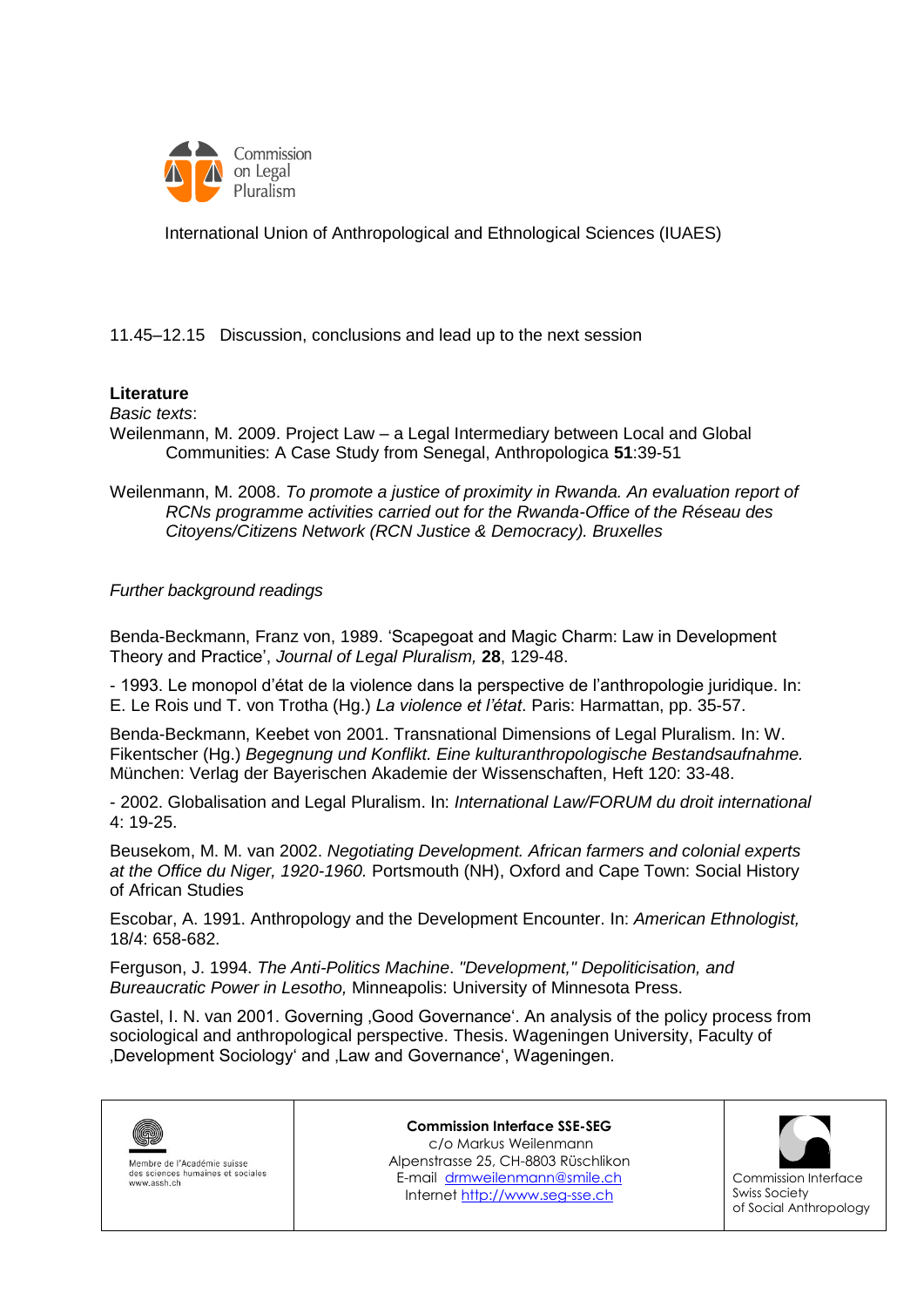Commission on Legal Pluralism

International Union of Anthropological and Ethnological Sciences (IUAES)

11.45–12.15 Discussion, conclusions and lead up to the next session

**Literature**

*Basic texts*:

Weilenmann, M. 2009. Project Law – a Legal Intermediary between Local and Global Communities: A Case Study from Senegal, Anthropologica **51**:39-51

Weilenmann, M. 2008. *To promote a justice of proximity in Rwanda. An evaluation report of RCNs programme activities carried out for the Rwanda-Office of the Réseau des Citoyens/Citizens Network (RCN Justice & Democracy). Bruxelles*

*Further background readings*

Benda-Beckmann, Franz von, 1989. 'Scapegoat and Magic Charm: Law in Development Theory and Practice', *Journal of Legal Pluralism,* **28**, 129-48.

- 1993. Le monopol d'état de la violence dans la perspective de l'anthropologie juridique. In: E. Le Rois und T. von Trotha (Hg.) *La violence et l'état*. Paris: Harmattan, pp. 35-57.

Benda-Beckmann, Keebet von 2001. Transnational Dimensions of Legal Pluralism. In: W. Fikentscher (Hg.) *Begegnung und Konflikt. Eine kulturanthropologische Bestandsaufnahme.* München: Verlag der Bayerischen Akademie der Wissenschaften, Heft 120: 33-48.

- 2002. Globalisation and Legal Pluralism. In: *International Law/FORUM du droit international* 4: 19-25.

Beusekom, M. M. van 2002. *Negotiating Development. African farmers and colonial experts at the Office du Niger, 1920-1960.* Portsmouth (NH), Oxford and Cape Town: Social History of African Studies

Escobar, A. 1991. Anthropology and the Development Encounter. In: *American Ethnologist,* 18/4: 658-682.

Ferguson, J. 1994. *The Anti-Politics Machine. "Development," Depoliticisation, and Bureaucratic Power in Lesotho,* Minneapolis: University of Minnesota Press.

Gastel, I. N. van 2001. Governing ‚Good Governance'. An analysis of the policy process from sociological and anthropological perspective. Thesis. Wageningen University, Faculty of ‚Development Sociology' and ‚Law and Governance', Wageningen.

| Membre de l'Académie suisse des sciences humaines et sociales www.assh.ch | **Commission Interface SSE-SEG** c/o Markus Weilenmann Alpenstrasse 25, CH-8803 Rüschlikon E-mail drmweilenmann@smile.ch Internet http://www.seg-sse.ch | Commission Interface Swiss Society of Social Anthropology |
|---|---|---|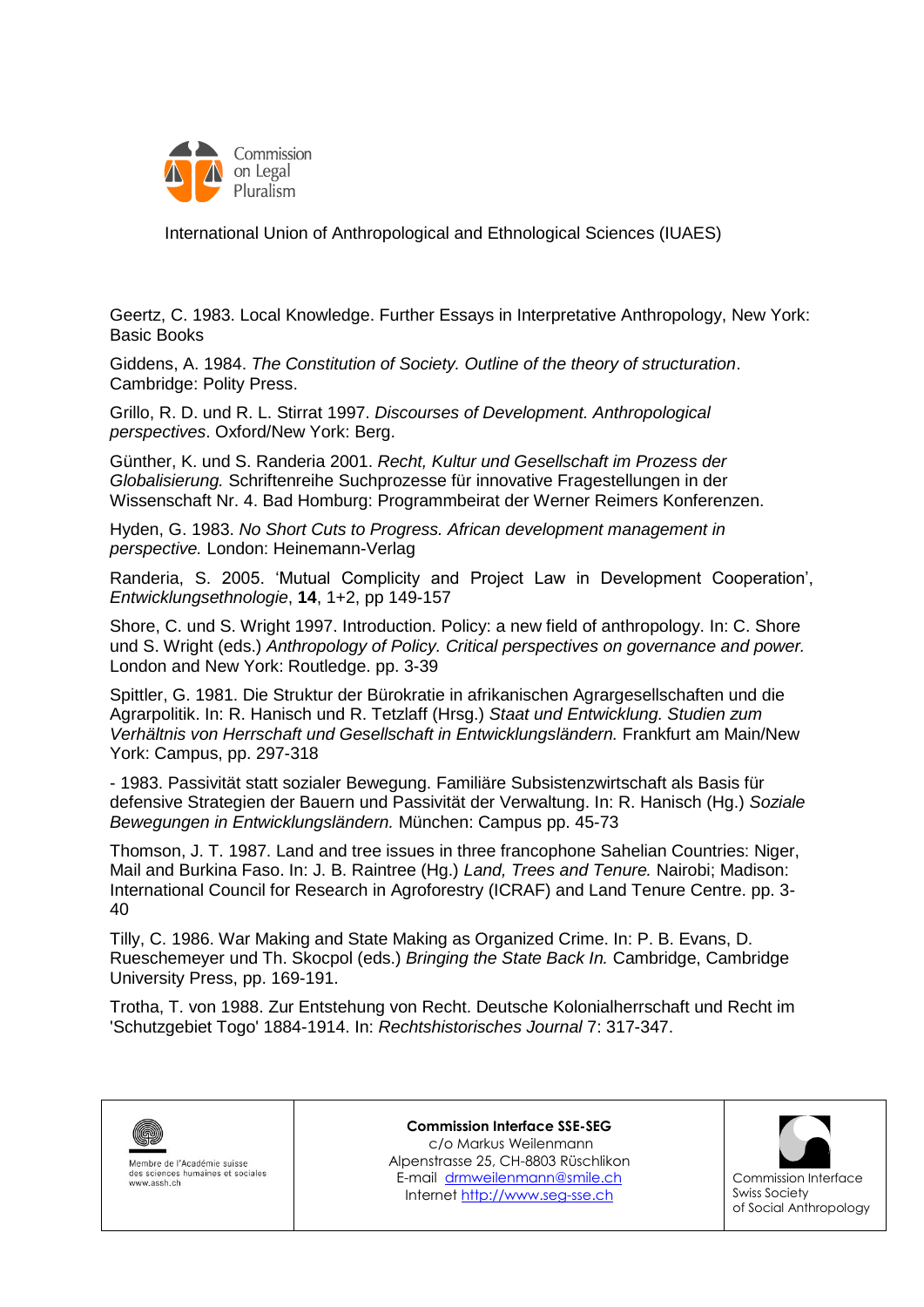Geertz, C. 1983. Local Knowledge. Further Essays in Interpretative Anthropology, New York: Basic Books

Giddens, A. 1984. *The Constitution of Society. Outline of the theory of structuration*. Cambridge: Polity Press.

Grillo, R. D. und R. L. Stirrat 1997. *Discourses of Development. Anthropological perspectives*. Oxford/New York: Berg.

Günther, K. und S. Randeria 2001. *Recht, Kultur und Gesellschaft im Prozess der Globalisierung.* Schriftenreihe Suchprozesse für innovative Fragestellungen in der Wissenschaft Nr. 4. Bad Homburg: Programmbeirat der Werner Reimers Konferenzen.

Hyden, G. 1983. *No Short Cuts to Progress. African development management in perspective.* London: Heinemann-Verlag

Randeria, S. 2005. 'Mutual Complicity and Project Law in Development Cooperation', *Entwicklungsethnologie*, **14**, 1+2, pp 149-157

Shore, C. und S. Wright 1997. Introduction. Policy: a new field of anthropology. In: C. Shore und S. Wright (eds.) *Anthropology of Policy. Critical perspectives on governance and power.* London and New York: Routledge. pp. 3-39

Spittler, G. 1981. Die Struktur der Bürokratie in afrikanischen Agrargesellschaften und die Agrarpolitik. In: R. Hanisch und R. Tetzlaff (Hrsg.) *Staat und Entwicklung. Studien zum Verhältnis von Herrschaft und Gesellschaft in Entwicklungsländern.* Frankfurt am Main/New York: Campus, pp. 297-318

- 1983. Passivität statt sozialer Bewegung. Familiäre Subsistenzwirtschaft als Basis für defensive Strategien der Bauern und Passivität der Verwaltung. In: R. Hanisch (Hg.) *Soziale Bewegungen in Entwicklungsländern.* München: Campus pp. 45-73

Thomson, J. T. 1987. Land and tree issues in three francophone Sahelian Countries: Niger, Mail and Burkina Faso. In: J. B. Raintree (Hg.) *Land, Trees and Tenure.* Nairobi; Madison: International Council for Research in Agroforestry (ICRAF) and Land Tenure Centre. pp. 3-40

Tilly, C. 1986. War Making and State Making as Organized Crime. In: P. B. Evans, D. Rueschemeyer und Th. Skocpol (eds.) *Bringing the State Back In.* Cambridge, Cambridge University Press, pp. 169-191.

Trotha, T. von 1988. Zur Entstehung von Recht. Deutsche Kolonialherrschaft und Recht im 'Schutzgebiet Togo' 1884-1914. In: *Rechtshistorisches Journal* 7: 317-347.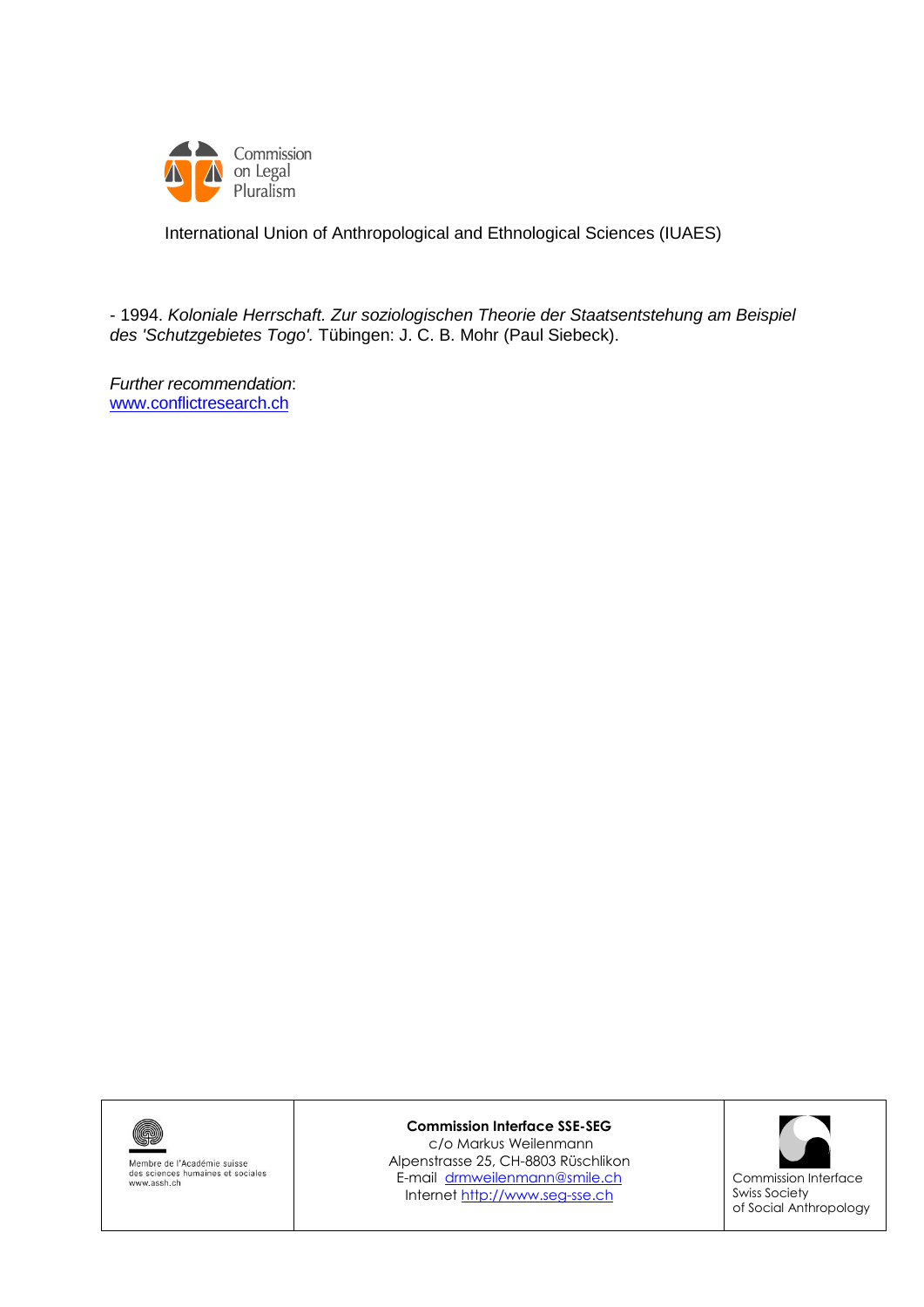Commission on Legal Pluralism

International Union of Anthropological and Ethnological Sciences (IUAES)

- 1994. *Koloniale Herrschaft. Zur soziologischen Theorie der Staatsentstehung am Beispiel des 'Schutzgebietes Togo'.* Tübingen: J. C. B. Mohr (Paul Siebeck).

*Further recommendation*:
www.conflictresearch.ch

| Membre de l'Académie suisse des sciences humaines et sociales www.assh.ch | **Commission Interface SSE-SEG** c/o Markus Weilenmann Alpenstrasse 25, CH-8803 Rüschlikon E-mail drmweilenmann@smile.ch Internet http://www.seg-sse.ch | Commission Interface Swiss Society of Social Anthropology |
|---|---|---|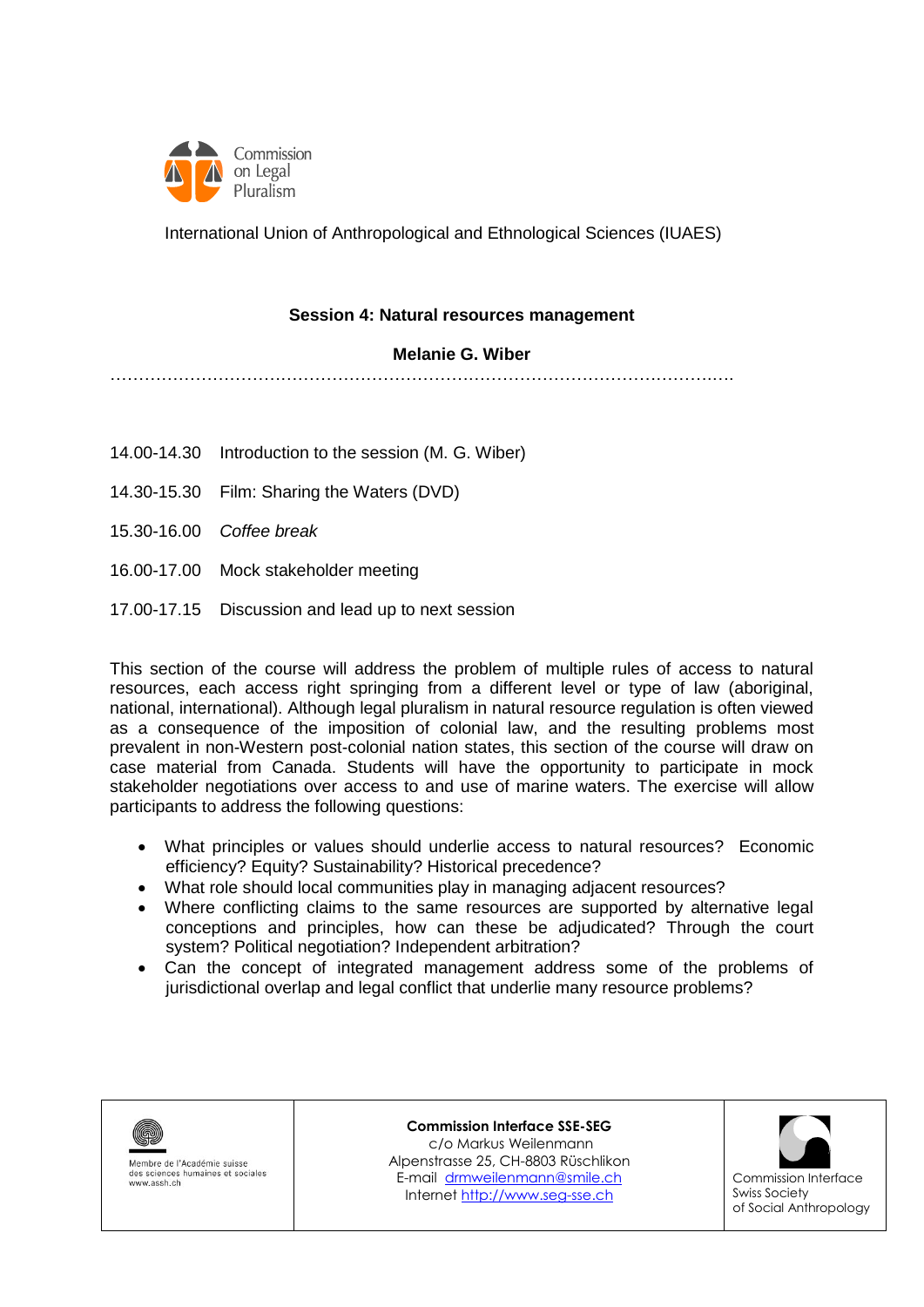Commission on Legal Pluralism

International Union of Anthropological and Ethnological Sciences (IUAES)

**Session 4: Natural resources management**

**Melanie G. Wiber**

……………………………………………………………………………………………….

| | |
|---|---|
| 14.00-14.30 | Introduction to the session (M. G. Wiber) |
| 14.30-15.30 | Film: Sharing the Waters (DVD) |
| 15.30-16.00 | *Coffee break* |
| 16.00-17.00 | Mock stakeholder meeting |
| 17.00-17.15 | Discussion and lead up to next session |

This section of the course will address the problem of multiple rules of access to natural resources, each access right springing from a different level or type of law (aboriginal, national, international). Although legal pluralism in natural resource regulation is often viewed as a consequence of the imposition of colonial law, and the resulting problems most prevalent in non-Western post-colonial nation states, this section of the course will draw on case material from Canada. Students will have the opportunity to participate in mock stakeholder negotiations over access to and use of marine waters. The exercise will allow participants to address the following questions:

- What principles or values should underlie access to natural resources? Economic efficiency? Equity? Sustainability? Historical precedence?
- What role should local communities play in managing adjacent resources?
- Where conflicting claims to the same resources are supported by alternative legal conceptions and principles, how can these be adjudicated? Through the court system? Political negotiation? Independent arbitration?
- Can the concept of integrated management address some of the problems of jurisdictional overlap and legal conflict that underlie many resource problems?

| | | |
|---|---|---|
| Membre de l'Académie suisse des sciences humaines et sociales www.assh.ch | **Commission Interface SSE-SEG**<br>c/o Markus Weilenmann<br>Alpenstrasse 25, CH-8803 Rüschlikon<br>E-mail drmweilenmann@smile.ch<br>Internet http://www.seg-sse.ch | Commission Interface Swiss Society of Social Anthropology |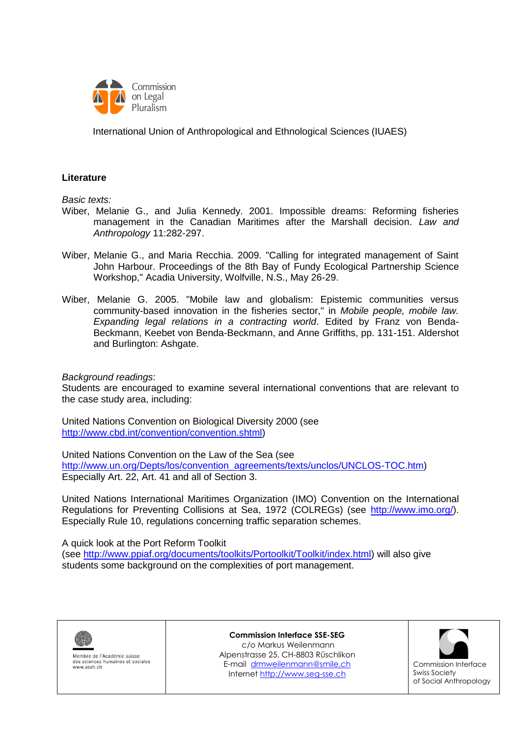Commission on Legal Pluralism

International Union of Anthropological and Ethnological Sciences (IUAES)

## Literature

*Basic texts:*

Wiber, Melanie G., and Julia Kennedy. 2001. Impossible dreams: Reforming fisheries management in the Canadian Maritimes after the Marshall decision. *Law and Anthropology* 11:282-297.

Wiber, Melanie G., and Maria Recchia. 2009. "Calling for integrated management of Saint John Harbour. Proceedings of the 8th Bay of Fundy Ecological Partnership Science Workshop," Acadia University, Wolfville, N.S., May 26-29.

Wiber, Melanie G. 2005. "Mobile law and globalism: Epistemic communities versus community-based innovation in the fisheries sector," in *Mobile people, mobile law. Expanding legal relations in a contracting world*. Edited by Franz von Benda-Beckmann, Keebet von Benda-Beckmann, and Anne Griffiths, pp. 131-151. Aldershot and Burlington: Ashgate.

*Background readings*:

Students are encouraged to examine several international conventions that are relevant to the case study area, including:

United Nations Convention on Biological Diversity 2000 (see http://www.cbd.int/convention/convention.shtml)

United Nations Convention on the Law of the Sea (see http://www.un.org/Depts/los/convention_agreements/texts/unclos/UNCLOS-TOC.htm)
Especially Art. 22, Art. 41 and all of Section 3.

United Nations International Maritimes Organization (IMO) Convention on the International Regulations for Preventing Collisions at Sea, 1972 (COLREGs) (see http://www.imo.org/). Especially Rule 10, regulations concerning traffic separation schemes.

A quick look at the Port Reform Toolkit
(see http://www.ppiaf.org/documents/toolkits/Portoolkit/Toolkit/index.html) will also give students some background on the complexities of port management.

| Membre de l'Académie suisse des sciences humaines et sociales www.assh.ch | **Commission Interface SSE-SEG** c/o Markus Weilenmann Alpenstrasse 25, CH-8803 Rüschlikon E-mail drmweilenmann@smile.ch Internet http://www.seg-sse.ch | Commission Interface Swiss Society of Social Anthropology |
| --- | --- | --- |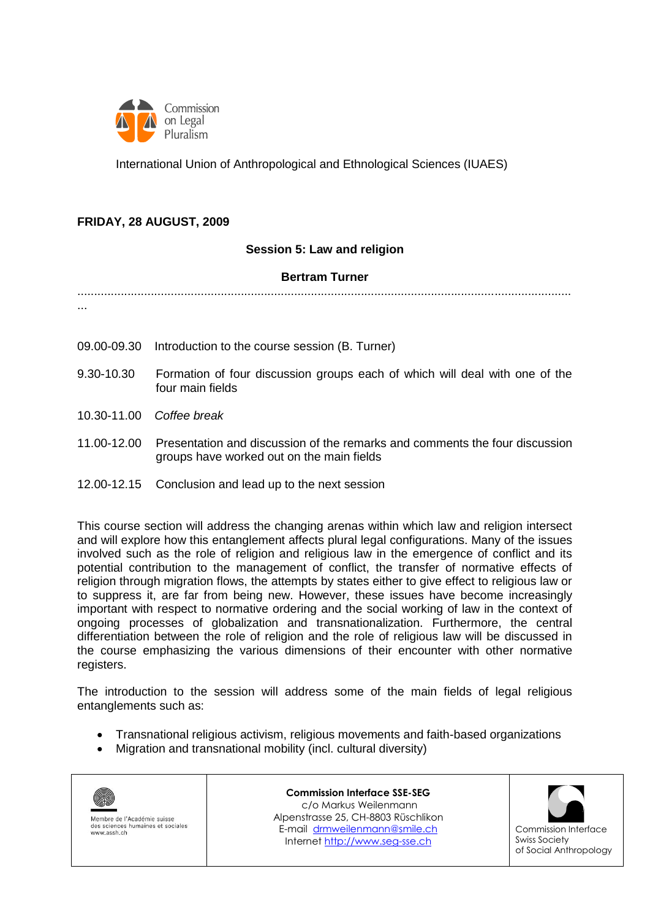Commission on Legal Pluralism

International Union of Anthropological and Ethnological Sciences (IUAES)

**FRIDAY, 28 AUGUST, 2009**

**Session 5: Law and religion**

**Bertram Turner**

............................................................................................................................................
...

09.00-09.30 Introduction to the course session (B. Turner)

9.30-10.30 Formation of four discussion groups each of which will deal with one of the four main fields

10.30-11.00 *Coffee break*

11.00-12.00 Presentation and discussion of the remarks and comments the four discussion groups have worked out on the main fields

12.00-12.15 Conclusion and lead up to the next session

This course section will address the changing arenas within which law and religion intersect and will explore how this entanglement affects plural legal configurations. Many of the issues involved such as the role of religion and religious law in the emergence of conflict and its potential contribution to the management of conflict, the transfer of normative effects of religion through migration flows, the attempts by states either to give effect to religious law or to suppress it, are far from being new. However, these issues have become increasingly important with respect to normative ordering and the social working of law in the context of ongoing processes of globalization and transnationalization. Furthermore, the central differentiation between the role of religion and the role of religious law will be discussed in the course emphasizing the various dimensions of their encounter with other normative registers.

The introduction to the session will address some of the main fields of legal religious entanglements such as:

- Transnational religious activism, religious movements and faith-based organizations
- Migration and transnational mobility (incl. cultural diversity)

Membre de l'Académie suisse des sciences humaines et sociales
www.assh.ch

**Commission Interface SSE-SEG**
c/o Markus Weilenmann
Alpenstrasse 25, CH-8803 Rüschlikon
E-mail drmweilenmann@smile.ch
Internet http://www.seg-sse.ch

Commission Interface
Swiss Society
of Social Anthropology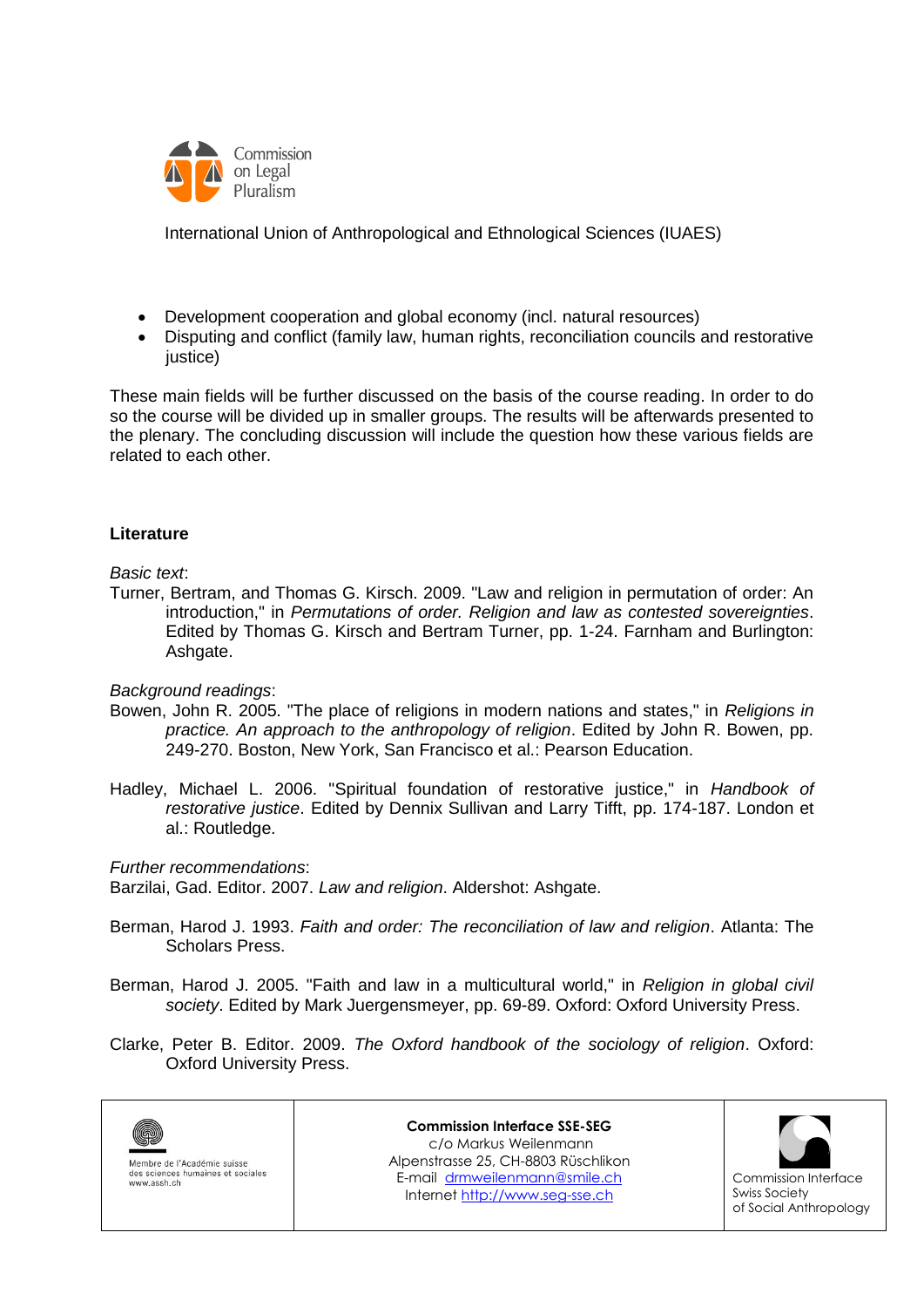- Development cooperation and global economy (incl. natural resources)
- Disputing and conflict (family law, human rights, reconciliation councils and restorative justice)

These main fields will be further discussed on the basis of the course reading. In order to do so the course will be divided up in smaller groups. The results will be afterwards presented to the plenary. The concluding discussion will include the question how these various fields are related to each other.

**Literature**

*Basic text*:

Turner, Bertram, and Thomas G. Kirsch. 2009. "Law and religion in permutation of order: An introduction," in *Permutations of order. Religion and law as contested sovereignties*. Edited by Thomas G. Kirsch and Bertram Turner, pp. 1-24. Farnham and Burlington: Ashgate.

*Background readings*:

Bowen, John R. 2005. "The place of religions in modern nations and states," in *Religions in practice. An approach to the anthropology of religion*. Edited by John R. Bowen, pp. 249-270. Boston, New York, San Francisco et al.: Pearson Education.

Hadley, Michael L. 2006. "Spiritual foundation of restorative justice," in *Handbook of restorative justice*. Edited by Dennix Sullivan and Larry Tifft, pp. 174-187. London et al.: Routledge.

*Further recommendations*:

Barzilai, Gad. Editor. 2007. *Law and religion*. Aldershot: Ashgate.

Berman, Harod J. 1993. *Faith and order: The reconciliation of law and religion*. Atlanta: The Scholars Press.

Berman, Harod J. 2005. "Faith and law in a multicultural world," in *Religion in global civil society*. Edited by Mark Juergensmeyer, pp. 69-89. Oxford: Oxford University Press.

Clarke, Peter B. Editor. 2009. *The Oxford handbook of the sociology of religion*. Oxford: Oxford University Press.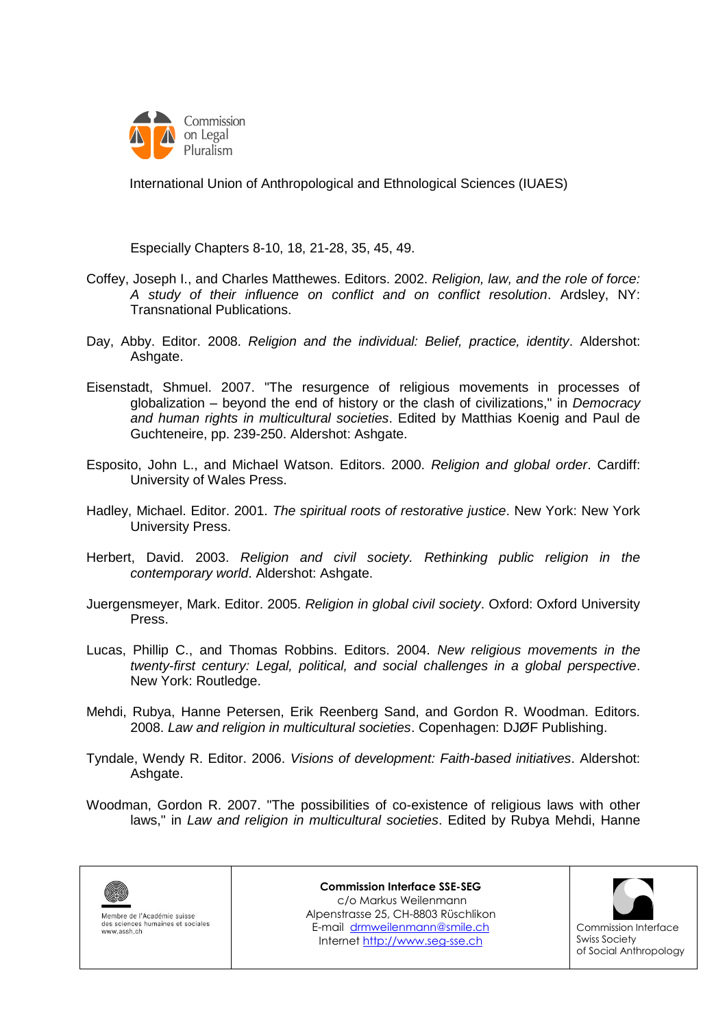Especially Chapters 8-10, 18, 21-28, 35, 45, 49.

Coffey, Joseph I., and Charles Matthewes. Editors. 2002. *Religion, law, and the role of force: A study of their influence on conflict and on conflict resolution*. Ardsley, NY: Transnational Publications.

Day, Abby. Editor. 2008. *Religion and the individual: Belief, practice, identity*. Aldershot: Ashgate.

Eisenstadt, Shmuel. 2007. "The resurgence of religious movements in processes of globalization – beyond the end of history or the clash of civilizations," in *Democracy and human rights in multicultural societies*. Edited by Matthias Koenig and Paul de Guchteneire, pp. 239-250. Aldershot: Ashgate.

Esposito, John L., and Michael Watson. Editors. 2000. *Religion and global order*. Cardiff: University of Wales Press.

Hadley, Michael. Editor. 2001. *The spiritual roots of restorative justice*. New York: New York University Press.

Herbert, David. 2003. *Religion and civil society. Rethinking public religion in the contemporary world*. Aldershot: Ashgate.

Juergensmeyer, Mark. Editor. 2005. *Religion in global civil society*. Oxford: Oxford University Press.

Lucas, Phillip C., and Thomas Robbins. Editors. 2004. *New religious movements in the twenty-first century: Legal, political, and social challenges in a global perspective*. New York: Routledge.

Mehdi, Rubya, Hanne Petersen, Erik Reenberg Sand, and Gordon R. Woodman. Editors. 2008. *Law and religion in multicultural societies*. Copenhagen: DJØF Publishing.

Tyndale, Wendy R. Editor. 2006. *Visions of development: Faith-based initiatives*. Aldershot: Ashgate.

Woodman, Gordon R. 2007. "The possibilities of co-existence of religious laws with other laws," in *Law and religion in multicultural societies*. Edited by Rubya Mehdi, Hanne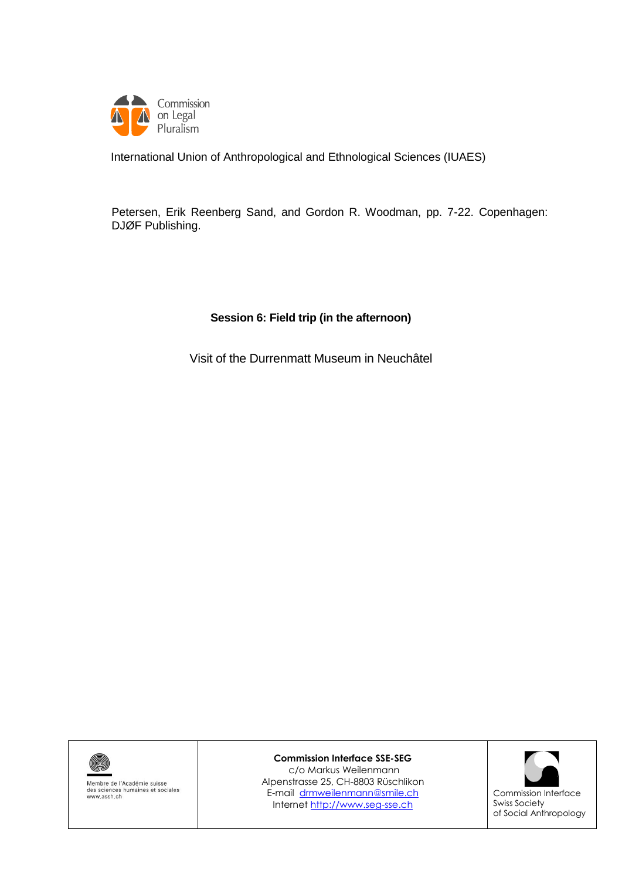Commission on Legal Pluralism

International Union of Anthropological and Ethnological Sciences (IUAES)

Petersen, Erik Reenberg Sand, and Gordon R. Woodman, pp. 7-22. Copenhagen: DJØF Publishing.

**Session 6: Field trip (in the afternoon)**

Visit of the Durrenmatt Museum in Neuchâtel

Membre de l'Académie suisse des sciences humaines et sociales
www.assh.ch

**Commission Interface SSE-SEG**
c/o Markus Weilenmann
Alpenstrasse 25, CH-8803 Rüschlikon
E-mail drmweilenmann@smile.ch
Internet http://www.seg-sse.ch

Commission Interface
Swiss Society
of Social Anthropology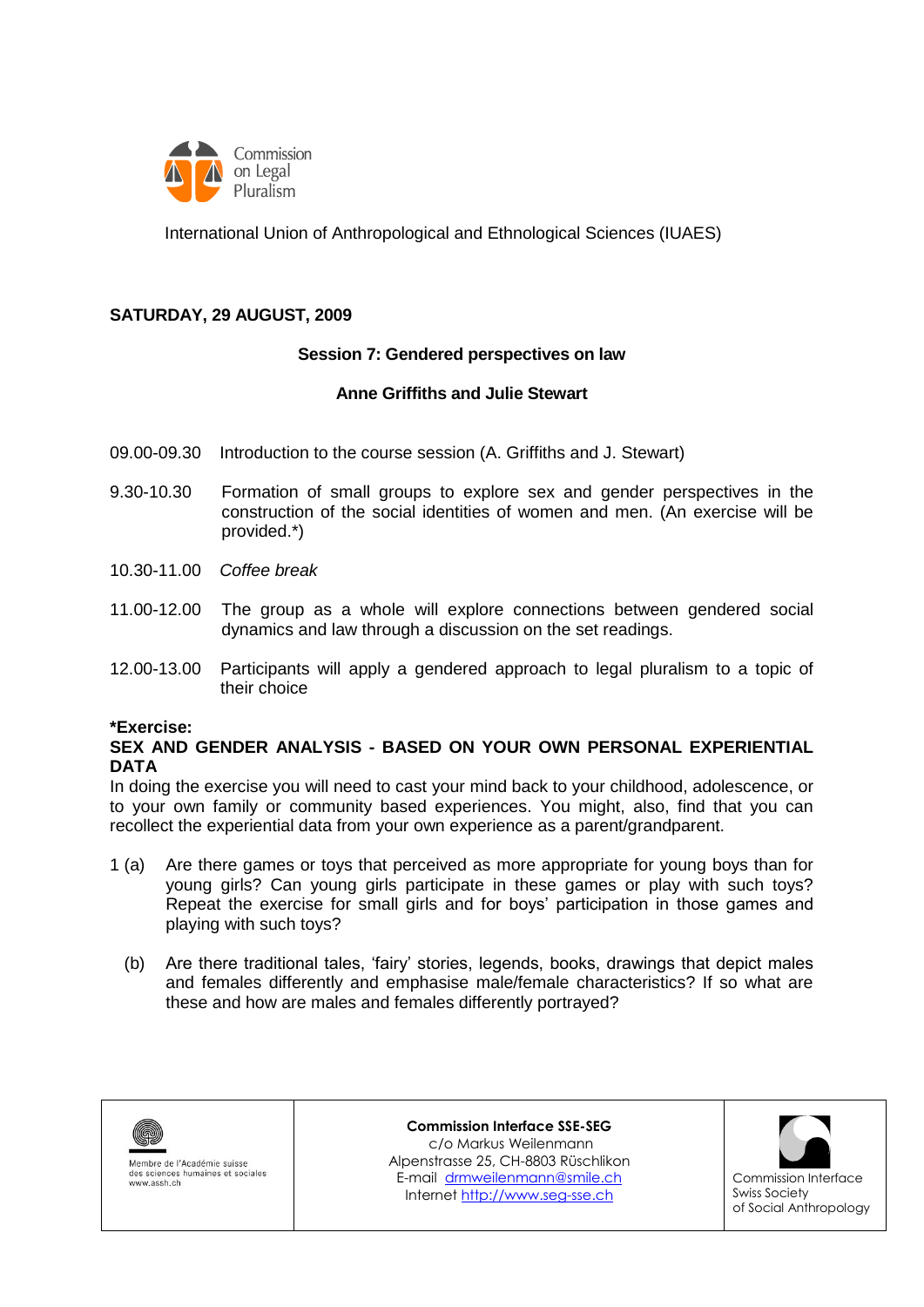Commission on Legal Pluralism

International Union of Anthropological and Ethnological Sciences (IUAES)

**SATURDAY, 29 AUGUST, 2009**

**Session 7: Gendered perspectives on law**

**Anne Griffiths and Julie Stewart**

09.00-09.30 Introduction to the course session (A. Griffiths and J. Stewart)

9.30-10.30 Formation of small groups to explore sex and gender perspectives in the construction of the social identities of women and men. (An exercise will be provided.*)

10.30-11.00 *Coffee break*

11.00-12.00 The group as a whole will explore connections between gendered social dynamics and law through a discussion on the set readings.

12.00-13.00 Participants will apply a gendered approach to legal pluralism to a topic of their choice

**\*Exercise:**

**SEX AND GENDER ANALYSIS - BASED ON YOUR OWN PERSONAL EXPERIENTIAL DATA**

In doing the exercise you will need to cast your mind back to your childhood, adolescence, or to your own family or community based experiences. You might, also, find that you can recollect the experiential data from your own experience as a parent/grandparent.

1 (a) Are there games or toys that perceived as more appropriate for young boys than for young girls? Can young girls participate in these games or play with such toys? Repeat the exercise for small girls and for boys' participation in those games and playing with such toys?

(b) Are there traditional tales, 'fairy' stories, legends, books, drawings that depict males and females differently and emphasise male/female characteristics? If so what are these and how are males and females differently portrayed?

| Membre de l'Académie suisse des sciences humaines et sociales www.assh.ch | **Commission Interface SSE-SEG** c/o Markus Weilenmann Alpenstrasse 25, CH-8803 Rüschlikon E-mail drmweilenmann@smile.ch Internet http://www.seg-sse.ch | Commission Interface Swiss Society of Social Anthropology |
|---|---|---|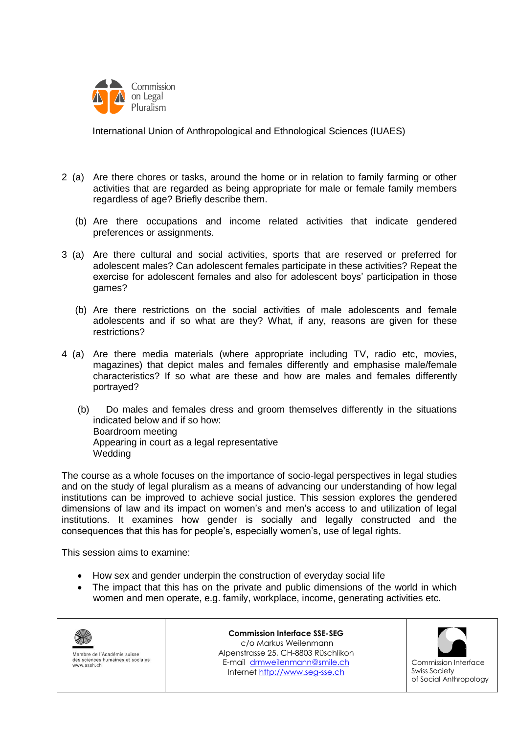2 (a) Are there chores or tasks, around the home or in relation to family farming or other activities that are regarded as being appropriate for male or female family members regardless of age? Briefly describe them.

(b) Are there occupations and income related activities that indicate gendered preferences or assignments.

3 (a) Are there cultural and social activities, sports that are reserved or preferred for adolescent males? Can adolescent females participate in these activities? Repeat the exercise for adolescent females and also for adolescent boys' participation in those games?

(b) Are there restrictions on the social activities of male adolescents and female adolescents and if so what are they? What, if any, reasons are given for these restrictions?

4 (a) Are there media materials (where appropriate including TV, radio etc, movies, magazines) that depict males and females differently and emphasise male/female characteristics? If so what are these and how are males and females differently portrayed?

(b) Do males and females dress and groom themselves differently in the situations indicated below and if so how:
Boardroom meeting
Appearing in court as a legal representative
Wedding

The course as a whole focuses on the importance of socio-legal perspectives in legal studies and on the study of legal pluralism as a means of advancing our understanding of how legal institutions can be improved to achieve social justice. This session explores the gendered dimensions of law and its impact on women's and men's access to and utilization of legal institutions. It examines how gender is socially and legally constructed and the consequences that this has for people's, especially women's, use of legal rights.

This session aims to examine:

- How sex and gender underpin the construction of everyday social life
- The impact that this has on the private and public dimensions of the world in which women and men operate, e.g. family, workplace, income, generating activities etc.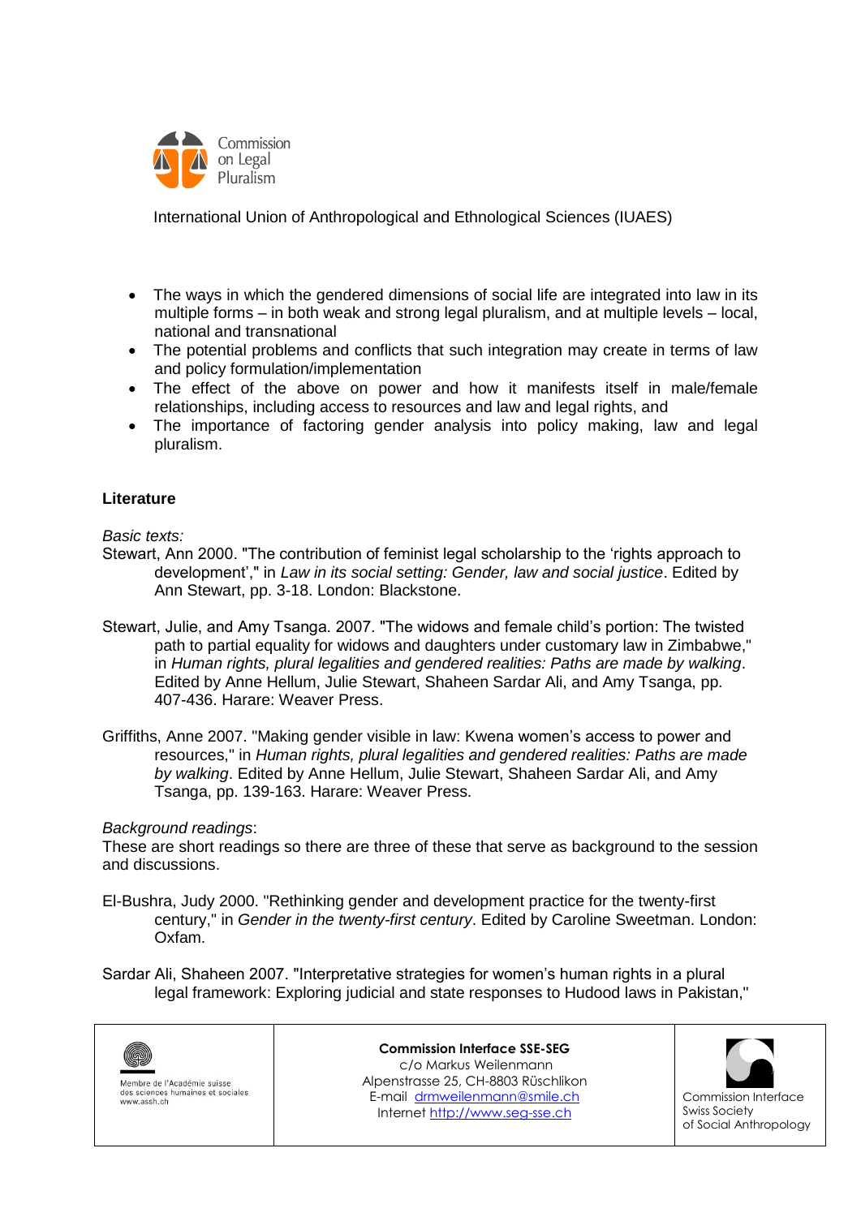- The ways in which the gendered dimensions of social life are integrated into law in its multiple forms – in both weak and strong legal pluralism, and at multiple levels – local, national and transnational
- The potential problems and conflicts that such integration may create in terms of law and policy formulation/implementation
- The effect of the above on power and how it manifests itself in male/female relationships, including access to resources and law and legal rights, and
- The importance of factoring gender analysis into policy making, law and legal pluralism.

**Literature**

*Basic texts:*

Stewart, Ann 2000. "The contribution of feminist legal scholarship to the 'rights approach to development'," in *Law in its social setting: Gender, law and social justice*. Edited by Ann Stewart, pp. 3-18. London: Blackstone.

Stewart, Julie, and Amy Tsanga. 2007. "The widows and female child's portion: The twisted path to partial equality for widows and daughters under customary law in Zimbabwe," in *Human rights, plural legalities and gendered realities: Paths are made by walking*. Edited by Anne Hellum, Julie Stewart, Shaheen Sardar Ali, and Amy Tsanga, pp. 407-436. Harare: Weaver Press.

Griffiths, Anne 2007. "Making gender visible in law: Kwena women's access to power and resources," in *Human rights, plural legalities and gendered realities: Paths are made by walking*. Edited by Anne Hellum, Julie Stewart, Shaheen Sardar Ali, and Amy Tsanga, pp. 139-163. Harare: Weaver Press.

*Background readings*:
These are short readings so there are three of these that serve as background to the session and discussions.

El-Bushra, Judy 2000. "Rethinking gender and development practice for the twenty-first century," in *Gender in the twenty-first century*. Edited by Caroline Sweetman. London: Oxfam.

Sardar Ali, Shaheen 2007. "Interpretative strategies for women's human rights in a plural legal framework: Exploring judicial and state responses to Hudood laws in Pakistan,"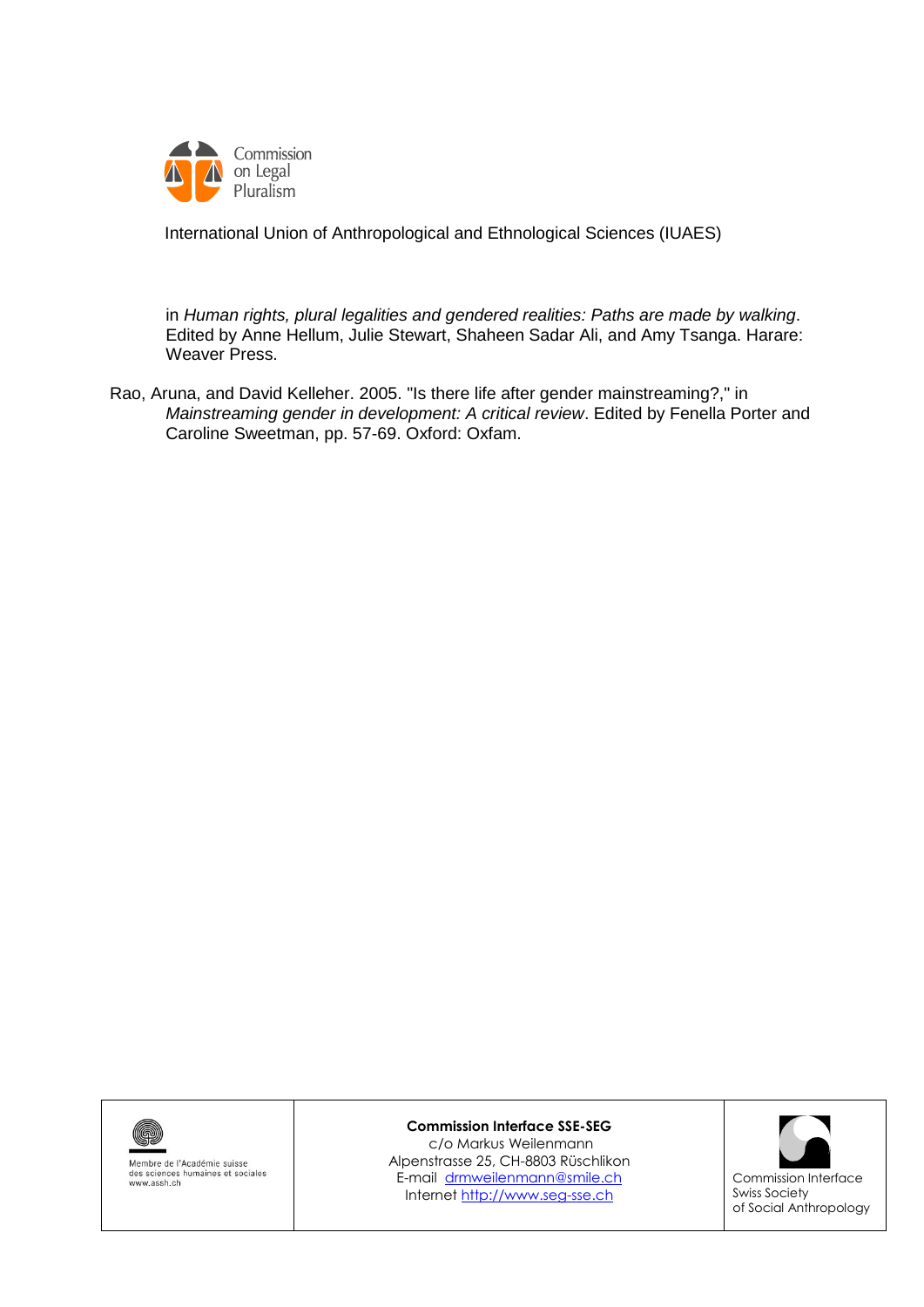in *Human rights, plural legalities and gendered realities: Paths are made by walking*. Edited by Anne Hellum, Julie Stewart, Shaheen Sadar Ali, and Amy Tsanga. Harare: Weaver Press.

Rao, Aruna, and David Kelleher. 2005. "Is there life after gender mainstreaming?," in *Mainstreaming gender in development: A critical review*. Edited by Fenella Porter and Caroline Sweetman, pp. 57-69. Oxford: Oxfam.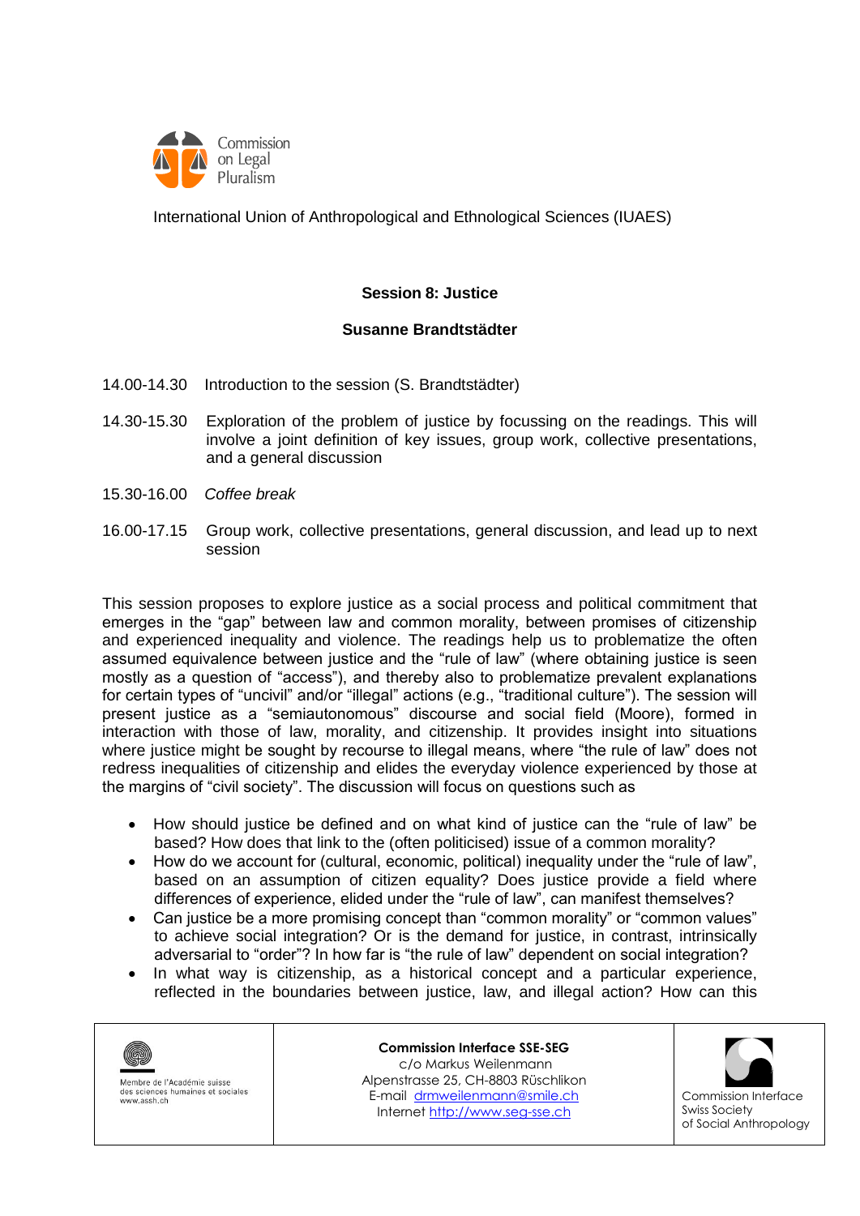Commission on Legal Pluralism

International Union of Anthropological and Ethnological Sciences (IUAES)

**Session 8: Justice**

**Susanne Brandtstädter**

14.00-14.30 Introduction to the session (S. Brandtstädter)

14.30-15.30 Exploration of the problem of justice by focussing on the readings. This will involve a joint definition of key issues, group work, collective presentations, and a general discussion

15.30-16.00 *Coffee break*

16.00-17.15 Group work, collective presentations, general discussion, and lead up to next session

This session proposes to explore justice as a social process and political commitment that emerges in the "gap" between law and common morality, between promises of citizenship and experienced inequality and violence. The readings help us to problematize the often assumed equivalence between justice and the "rule of law" (where obtaining justice is seen mostly as a question of "access"), and thereby also to problematize prevalent explanations for certain types of "uncivil" and/or "illegal" actions (e.g., "traditional culture"). The session will present justice as a "semiautonomous" discourse and social field (Moore), formed in interaction with those of law, morality, and citizenship. It provides insight into situations where justice might be sought by recourse to illegal means, where "the rule of law" does not redress inequalities of citizenship and elides the everyday violence experienced by those at the margins of "civil society". The discussion will focus on questions such as

- How should justice be defined and on what kind of justice can the "rule of law" be based? How does that link to the (often politicised) issue of a common morality?
- How do we account for (cultural, economic, political) inequality under the "rule of law", based on an assumption of citizen equality? Does justice provide a field where differences of experience, elided under the "rule of law", can manifest themselves?
- Can justice be a more promising concept than "common morality" or "common values" to achieve social integration? Or is the demand for justice, in contrast, intrinsically adversarial to "order"? In how far is "the rule of law" dependent on social integration?
- In what way is citizenship, as a historical concept and a particular experience, reflected in the boundaries between justice, law, and illegal action? How can this

| Membre de l'Académie suisse des sciences humaines et sociales www.assh.ch | **Commission Interface SSE-SEG** c/o Markus Weilenmann Alpenstrasse 25, CH-8803 Rüschlikon E-mail drmweilenmann@smile.ch Internet http://www.seg-sse.ch | Commission Interface Swiss Society of Social Anthropology |
|---|---|---|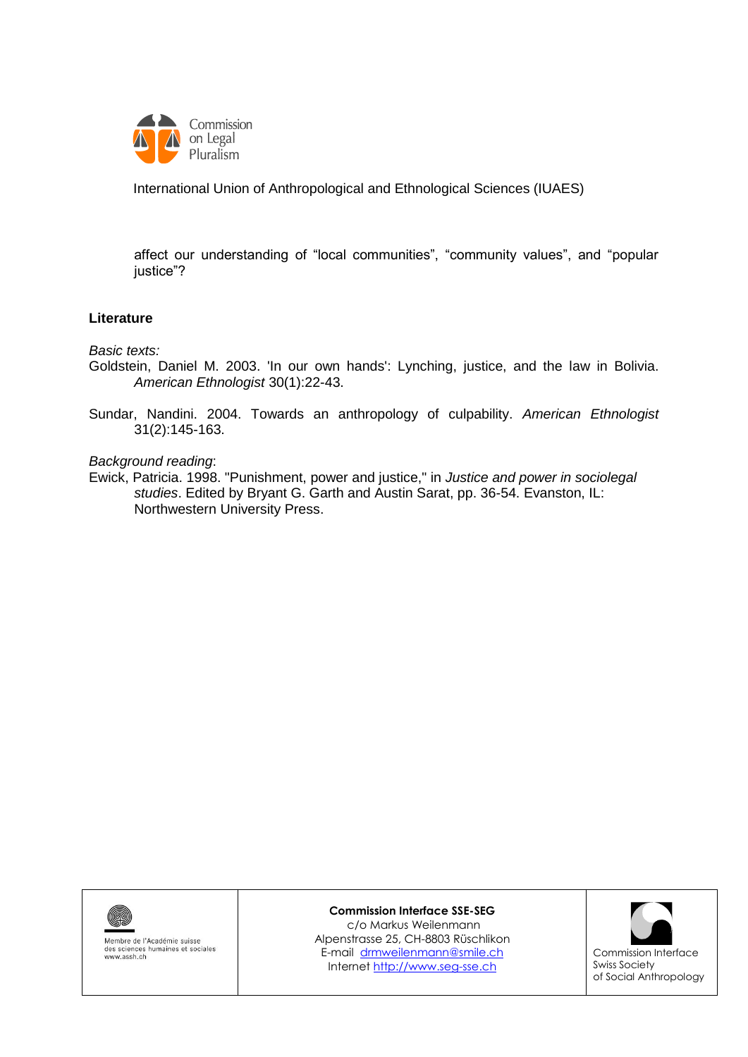affect our understanding of "local communities", "community values", and "popular justice"?

## Literature

*Basic texts:*

Goldstein, Daniel M. 2003. 'In our own hands': Lynching, justice, and the law in Bolivia. *American Ethnologist* 30(1):22-43.

Sundar, Nandini. 2004. Towards an anthropology of culpability. *American Ethnologist* 31(2):145-163.

*Background reading*:

Ewick, Patricia. 1998. "Punishment, power and justice," in *Justice and power in sociolegal studies*. Edited by Bryant G. Garth and Austin Sarat, pp. 36-54. Evanston, IL: Northwestern University Press.